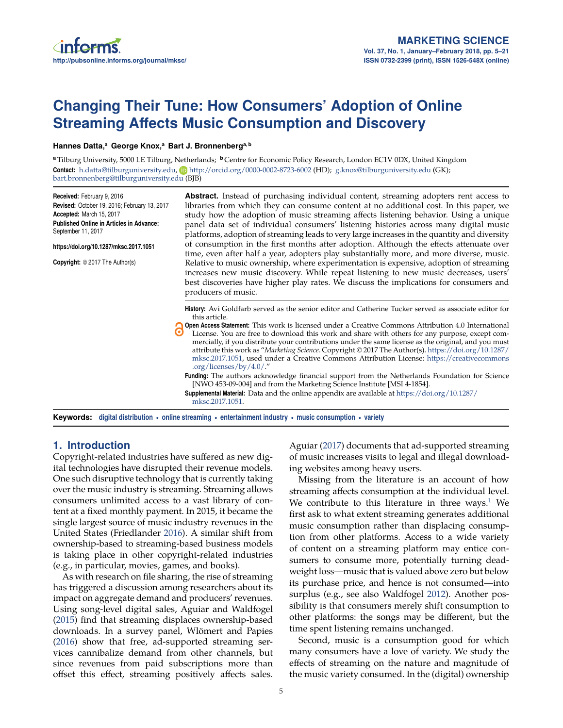# Changing Their Tune: How Consumers' Adoption of Online Streaming Affects Music Consumption and Discovery

**Hannes Datta,[a] George Knox,[a] Bart J. Bronnenberg[a, b]**

[a] Tilburg University, 5000 LE Tilburg, Netherlands; [b] Centre for Economic Policy Research, London EC1V 0DX, United Kingdom

**Contact:** h.datta@tilburguniversity.edu, http://orcid.org/0000-0002-8723-6002 (HD); g.knox@tilburguniversity.edu (GK); bart.bronnenberg@tilburguniversity.edu (BJB)

**Received:** February 9, 2016
**Revised:** October 19, 2016; February 13, 2017
**Accepted:** March 15, 2017
**Published Online in Articles in Advance:** September 11, 2017

**https://doi.org/10.1287/mksc.2017.1051**

**Copyright:** © 2017 The Author(s)

**Abstract.** Instead of purchasing individual content, streaming adopters rent access to libraries from which they can consume content at no additional cost. In this paper, we study how the adoption of music streaming affects listening behavior. Using a unique panel data set of individual consumers' listening histories across many digital music platforms, adoption of streaming leads to very large increases in the quantity and diversity of consumption in the first months after adoption. Although the effects attenuate over time, even after half a year, adopters play substantially more, and more diverse, music. Relative to music ownership, where experimentation is expensive, adoption of streaming increases new music discovery. While repeat listening to new music decreases, users' best discoveries have higher play rates. We discuss the implications for consumers and producers of music.

**History:** Avi Goldfarb served as the senior editor and Catherine Tucker served as associate editor for this article.

**Open Access Statement:** This work is licensed under a Creative Commons Attribution 4.0 International License. You are free to download this work and share with others for any purpose, except commercially, if you distribute your contributions under the same license as the original, and you must attribute this work as "*Marketing Science*. Copyright © 2017 The Author(s). https://doi.org/10.1287/mksc.2017.1051, used under a Creative Commons Attribution License: https://creativecommons.org/licenses/by/4.0/."

**Funding:** The authors acknowledge financial support from the Netherlands Foundation for Science [NWO 453-09-004] and from the Marketing Science Institute [MSI 4-1854].

**Supplemental Material:** Data and the online appendix are available at https://doi.org/10.1287/mksc.2017.1051.

**Keywords:** digital distribution • online streaming • entertainment industry • music consumption • variety

## 1. Introduction

Copyright-related industries have suffered as new digital technologies have disrupted their revenue models. One such disruptive technology that is currently taking over the music industry is streaming. Streaming allows consumers unlimited access to a vast library of content at a fixed monthly payment. In 2015, it became the single largest source of music industry revenues in the United States (Friedlander 2016). A similar shift from ownership-based to streaming-based business models is taking place in other copyright-related industries (e.g., in particular, movies, games, and books).

As with research on file sharing, the rise of streaming has triggered a discussion among researchers about its impact on aggregate demand and producers' revenues. Using song-level digital sales, Aguiar and Waldfogel (2015) find that streaming displaces ownership-based downloads. In a survey panel, Wlömert and Papies (2016) show that free, ad-supported streaming services cannibalize demand from other channels, but since revenues from paid subscriptions more than offset this effect, streaming positively affects sales. Aguiar (2017) documents that ad-supported streaming of music increases visits to legal and illegal downloading websites among heavy users.

Missing from the literature is an account of how streaming affects consumption at the individual level. We contribute to this literature in three ways.[1] We first ask to what extent streaming generates additional music consumption rather than displacing consumption from other platforms. Access to a wide variety of content on a streaming platform may entice consumers to consume more, potentially turning deadweight loss—music that is valued above zero but below its purchase price, and hence is not consumed—into surplus (e.g., see also Waldfogel 2012). Another possibility is that consumers merely shift consumption to other platforms: the songs may be different, but the time spent listening remains unchanged.

Second, music is a consumption good for which many consumers have a love of variety. We study the effects of streaming on the nature and magnitude of the music variety consumed. In the (digital) ownership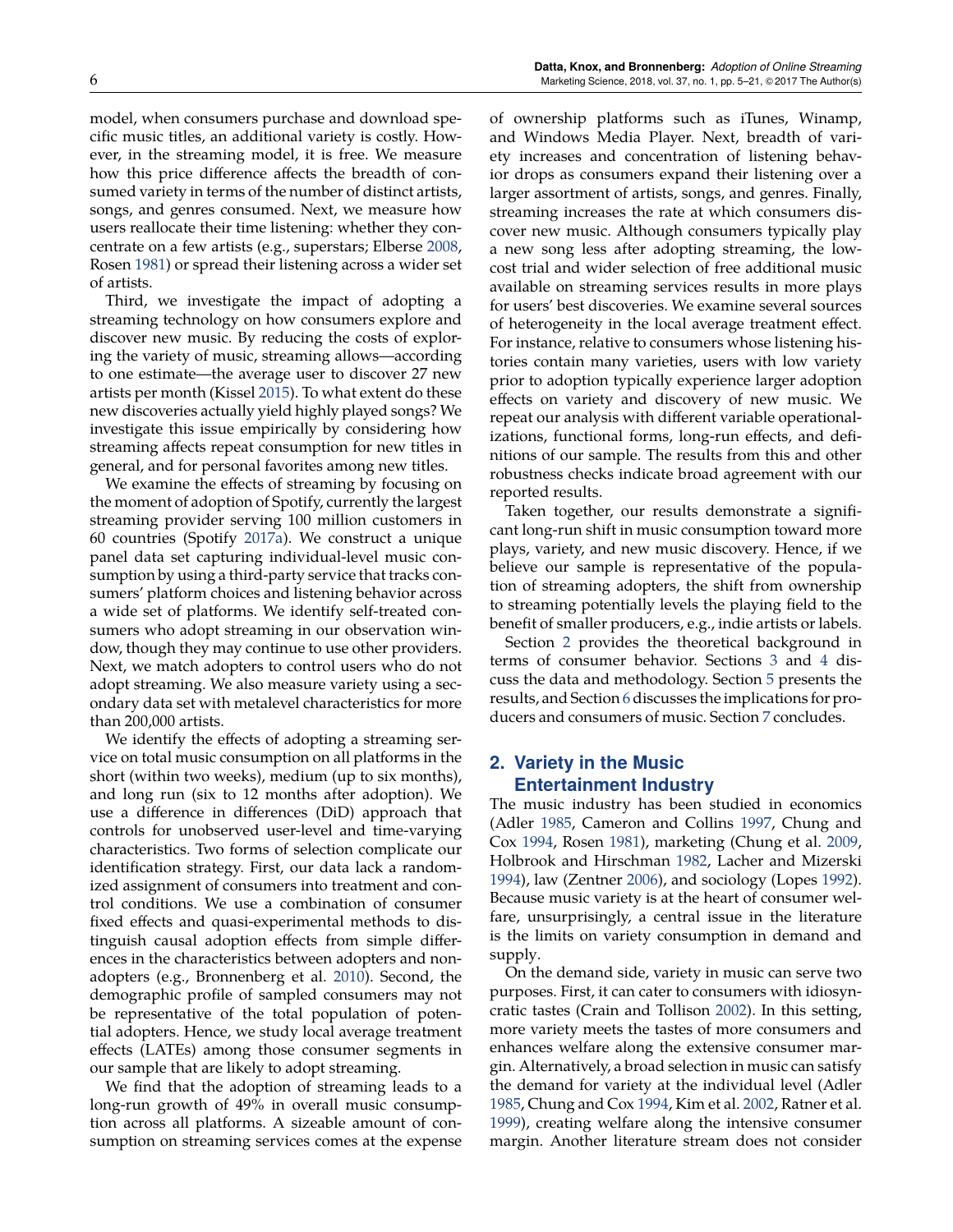model, when consumers purchase and download specific music titles, an additional variety is costly. However, in the streaming model, it is free. We measure how this price difference affects the breadth of consumed variety in terms of the number of distinct artists, songs, and genres consumed. Next, we measure how users reallocate their time listening: whether they concentrate on a few artists (e.g., superstars; Elberse 2008, Rosen 1981) or spread their listening across a wider set of artists.

Third, we investigate the impact of adopting a streaming technology on how consumers explore and discover new music. By reducing the costs of exploring the variety of music, streaming allows—according to one estimate—the average user to discover 27 new artists per month (Kissel 2015). To what extent do these new discoveries actually yield highly played songs? We investigate this issue empirically by considering how streaming affects repeat consumption for new titles in general, and for personal favorites among new titles.

We examine the effects of streaming by focusing on the moment of adoption of Spotify, currently the largest streaming provider serving 100 million customers in 60 countries (Spotify 2017a). We construct a unique panel data set capturing individual-level music consumption by using a third-party service that tracks consumers' platform choices and listening behavior across a wide set of platforms. We identify self-treated consumers who adopt streaming in our observation window, though they may continue to use other providers. Next, we match adopters to control users who do not adopt streaming. We also measure variety using a secondary data set with metalevel characteristics for more than 200,000 artists.

We identify the effects of adopting a streaming service on total music consumption on all platforms in the short (within two weeks), medium (up to six months), and long run (six to 12 months after adoption). We use a difference in differences (DiD) approach that controls for unobserved user-level and time-varying characteristics. Two forms of selection complicate our identification strategy. First, our data lack a randomized assignment of consumers into treatment and control conditions. We use a combination of consumer fixed effects and quasi-experimental methods to distinguish causal adoption effects from simple differences in the characteristics between adopters and nonadopters (e.g., Bronnenberg et al. 2010). Second, the demographic profile of sampled consumers may not be representative of the total population of potential adopters. Hence, we study local average treatment effects (LATEs) among those consumer segments in our sample that are likely to adopt streaming.

We find that the adoption of streaming leads to a long-run growth of 49% in overall music consumption across all platforms. A sizeable amount of consumption on streaming services comes at the expense of ownership platforms such as iTunes, Winamp, and Windows Media Player. Next, breadth of variety increases and concentration of listening behavior drops as consumers expand their listening over a larger assortment of artists, songs, and genres. Finally, streaming increases the rate at which consumers discover new music. Although consumers typically play a new song less after adopting streaming, the low-cost trial and wider selection of free additional music available on streaming services results in more plays for users' best discoveries. We examine several sources of heterogeneity in the local average treatment effect. For instance, relative to consumers whose listening histories contain many varieties, users with low variety prior to adoption typically experience larger adoption effects on variety and discovery of new music. We repeat our analysis with different variable operationalizations, functional forms, long-run effects, and definitions of our sample. The results from this and other robustness checks indicate broad agreement with our reported results.

Taken together, our results demonstrate a significant long-run shift in music consumption toward more plays, variety, and new music discovery. Hence, if we believe our sample is representative of the population of streaming adopters, the shift from ownership to streaming potentially levels the playing field to the benefit of smaller producers, e.g., indie artists or labels.

Section 2 provides the theoretical background in terms of consumer behavior. Sections 3 and 4 discuss the data and methodology. Section 5 presents the results, and Section 6 discusses the implications for producers and consumers of music. Section 7 concludes.

## 2. Variety in the Music Entertainment Industry

The music industry has been studied in economics (Adler 1985, Cameron and Collins 1997, Chung and Cox 1994, Rosen 1981), marketing (Chung et al. 2009, Holbrook and Hirschman 1982, Lacher and Mizerski 1994), law (Zentner 2006), and sociology (Lopes 1992). Because music variety is at the heart of consumer welfare, unsurprisingly, a central issue in the literature is the limits on variety consumption in demand and supply.

On the demand side, variety in music can serve two purposes. First, it can cater to consumers with idiosyncratic tastes (Crain and Tollison 2002). In this setting, more variety meets the tastes of more consumers and enhances welfare along the extensive consumer margin. Alternatively, a broad selection in music can satisfy the demand for variety at the individual level (Adler 1985, Chung and Cox 1994, Kim et al. 2002, Ratner et al. 1999), creating welfare along the intensive consumer margin. Another literature stream does not consider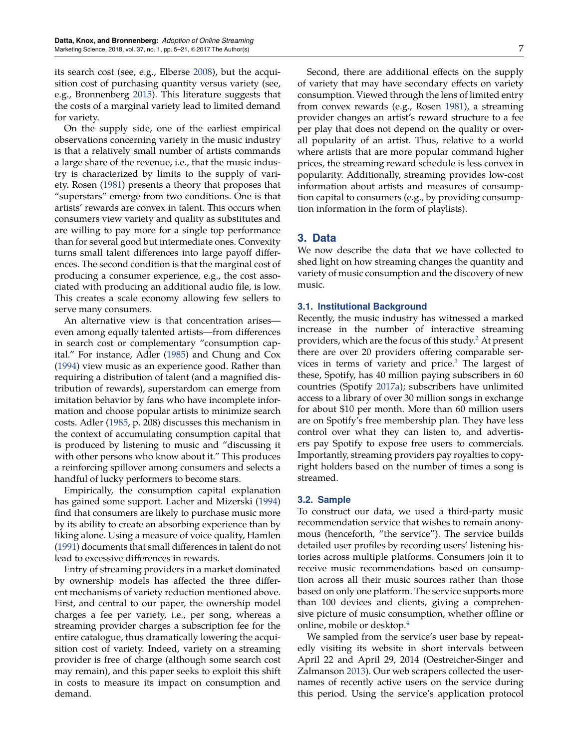its search cost (see, e.g., Elberse 2008), but the acquisition cost of purchasing quantity versus variety (see, e.g., Bronnenberg 2015). This literature suggests that the costs of a marginal variety lead to limited demand for variety.

On the supply side, one of the earliest empirical observations concerning variety in the music industry is that a relatively small number of artists commands a large share of the revenue, i.e., that the music industry is characterized by limits to the supply of variety. Rosen (1981) presents a theory that proposes that "superstars" emerge from two conditions. One is that artists' rewards are convex in talent. This occurs when consumers view variety and quality as substitutes and are willing to pay more for a single top performance than for several good but intermediate ones. Convexity turns small talent differences into large payoff differences. The second condition is that the marginal cost of producing a consumer experience, e.g., the cost associated with producing an additional audio file, is low. This creates a scale economy allowing few sellers to serve many consumers.

An alternative view is that concentration arises—even among equally talented artists—from differences in search cost or complementary "consumption capital." For instance, Adler (1985) and Chung and Cox (1994) view music as an experience good. Rather than requiring a distribution of talent (and a magnified distribution of rewards), superstardom can emerge from imitation behavior by fans who have incomplete information and choose popular artists to minimize search costs. Adler (1985, p. 208) discusses this mechanism in the context of accumulating consumption capital that is produced by listening to music and "discussing it with other persons who know about it." This produces a reinforcing spillover among consumers and selects a handful of lucky performers to become stars.

Empirically, the consumption capital explanation has gained some support. Lacher and Mizerski (1994) find that consumers are likely to purchase music more by its ability to create an absorbing experience than by liking alone. Using a measure of voice quality, Hamlen (1991) documents that small differences in talent do not lead to excessive differences in rewards.

Entry of streaming providers in a market dominated by ownership models has affected the three different mechanisms of variety reduction mentioned above. First, and central to our paper, the ownership model charges a fee per variety, i.e., per song, whereas a streaming provider charges a subscription fee for the entire catalogue, thus dramatically lowering the acquisition cost of variety. Indeed, variety on a streaming provider is free of charge (although some search cost may remain), and this paper seeks to exploit this shift in costs to measure its impact on consumption and demand.

Second, there are additional effects on the supply of variety that may have secondary effects on variety consumption. Viewed through the lens of limited entry from convex rewards (e.g., Rosen 1981), a streaming provider changes an artist's reward structure to a fee per play that does not depend on the quality or overall popularity of an artist. Thus, relative to a world where artists that are more popular command higher prices, the streaming reward schedule is less convex in popularity. Additionally, streaming provides low-cost information about artists and measures of consumption capital to consumers (e.g., by providing consumption information in the form of playlists).

## 3. Data

We now describe the data that we have collected to shed light on how streaming changes the quantity and variety of music consumption and the discovery of new music.

### 3.1. Institutional Background

Recently, the music industry has witnessed a marked increase in the number of interactive streaming providers, which are the focus of this study.[2] At present there are over 20 providers offering comparable services in terms of variety and price.[3] The largest of these, Spotify, has 40 million paying subscribers in 60 countries (Spotify 2017a); subscribers have unlimited access to a library of over 30 million songs in exchange for about $10 per month. More than 60 million users are on Spotify's free membership plan. They have less control over what they can listen to, and advertisers pay Spotify to expose free users to commercials. Importantly, streaming providers pay royalties to copyright holders based on the number of times a song is streamed.

### 3.2. Sample

To construct our data, we used a third-party music recommendation service that wishes to remain anonymous (henceforth, "the service"). The service builds detailed user profiles by recording users' listening histories across multiple platforms. Consumers join it to receive music recommendations based on consumption across all their music sources rather than those based on only one platform. The service supports more than 100 devices and clients, giving a comprehensive picture of music consumption, whether offline or online, mobile or desktop.[4]

We sampled from the service's user base by repeatedly visiting its website in short intervals between April 22 and April 29, 2014 (Oestreicher-Singer and Zalmanson 2013). Our web scrapers collected the usernames of recently active users on the service during this period. Using the service's application protocol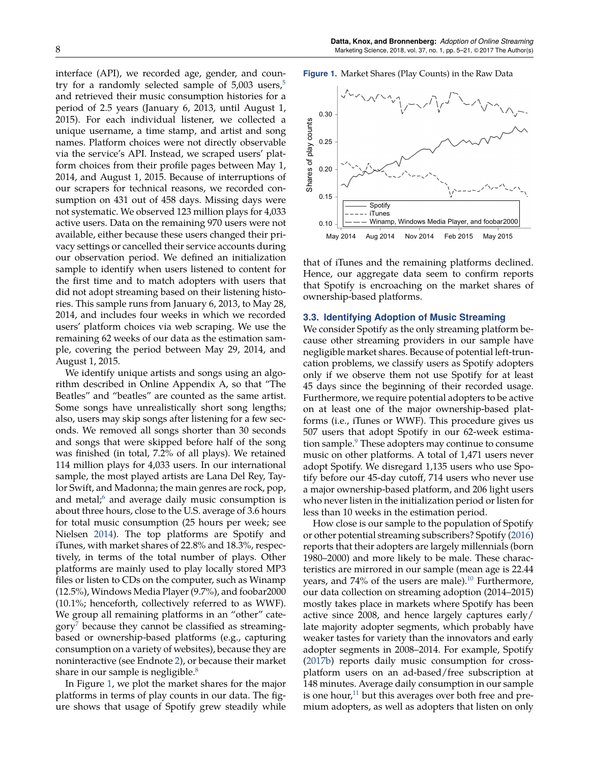interface (API), we recorded age, gender, and country for a randomly selected sample of 5,003 users,[5] and retrieved their music consumption histories for a period of 2.5 years (January 6, 2013, until August 1, 2015). For each individual listener, we collected a unique username, a time stamp, and artist and song names. Platform choices were not directly observable via the service's API. Instead, we scraped users' platform choices from their profile pages between May 1, 2014, and August 1, 2015. Because of interruptions of our scrapers for technical reasons, we recorded consumption on 431 out of 458 days. Missing days were not systematic. We observed 123 million plays for 4,033 active users. Data on the remaining 970 users were not available, either because these users changed their privacy settings or cancelled their service accounts during our observation period. We defined an initialization sample to identify when users listened to content for the first time and to match adopters with users that did not adopt streaming based on their listening histories. This sample runs from January 6, 2013, to May 28, 2014, and includes four weeks in which we recorded users' platform choices via web scraping. We use the remaining 62 weeks of our data as the estimation sample, covering the period between May 29, 2014, and August 1, 2015.

We identify unique artists and songs using an algorithm described in Online Appendix A, so that "The Beatles" and "beatles" are counted as the same artist. Some songs have unrealistically short song lengths; also, users may skip songs after listening for a few seconds. We removed all songs shorter than 30 seconds and songs that were skipped before half of the song was finished (in total, 7.2% of all plays). We retained 114 million plays for 4,033 users. In our international sample, the most played artists are Lana Del Rey, Taylor Swift, and Madonna; the main genres are rock, pop, and metal;[6] and average daily music consumption is about three hours, close to the U.S. average of 3.6 hours for total music consumption (25 hours per week; see Nielsen 2014). The top platforms are Spotify and iTunes, with market shares of 22.8% and 18.3%, respectively, in terms of the total number of plays. Other platforms are mainly used to play locally stored MP3 files or listen to CDs on the computer, such as Winamp (12.5%), Windows Media Player (9.7%), and foobar2000 (10.1%; henceforth, collectively referred to as WWF). We group all remaining platforms in an "other" category[7] because they cannot be classified as streaming-based or ownership-based platforms (e.g., capturing consumption on a variety of websites), because they are noninteractive (see Endnote 2), or because their market share in our sample is negligible.[8]

In Figure 1, we plot the market shares for the major platforms in terms of play counts in our data. The figure shows that usage of Spotify grew steadily while that of iTunes and the remaining platforms declined. Hence, our aggregate data seem to confirm reports that Spotify is encroaching on the market shares of ownership-based platforms.

**Figure 1.** Market Shares (Play Counts) in the Raw Data

### 3.3. Identifying Adoption of Music Streaming

We consider Spotify as the only streaming platform because other streaming providers in our sample have negligible market shares. Because of potential left-truncation problems, we classify users as Spotify adopters only if we observe them not use Spotify for at least 45 days since the beginning of their recorded usage. Furthermore, we require potential adopters to be active on at least one of the major ownership-based platforms (i.e., iTunes or WWF). This procedure gives us 507 users that adopt Spotify in our 62-week estimation sample.[9] These adopters may continue to consume music on other platforms. A total of 1,471 users never adopt Spotify. We disregard 1,135 users who use Spotify before our 45-day cutoff, 714 users who never use a major ownership-based platform, and 206 light users who never listen in the initialization period or listen for less than 10 weeks in the estimation period.

How close is our sample to the population of Spotify or other potential streaming subscribers? Spotify (2016) reports that their adopters are largely millennials (born 1980–2000) and more likely to be male. These characteristics are mirrored in our sample (mean age is 22.44 years, and 74% of the users are male).[10] Furthermore, our data collection on streaming adoption (2014–2015) mostly takes place in markets where Spotify has been active since 2008, and hence largely captures early/late majority adopter segments, which probably have weaker tastes for variety than the innovators and early adopter segments in 2008–2014. For example, Spotify (2017b) reports daily music consumption for cross-platform users on an ad-based/free subscription at 148 minutes. Average daily consumption in our sample is one hour,[11] but this averages over both free and premium adopters, as well as adopters that listen on only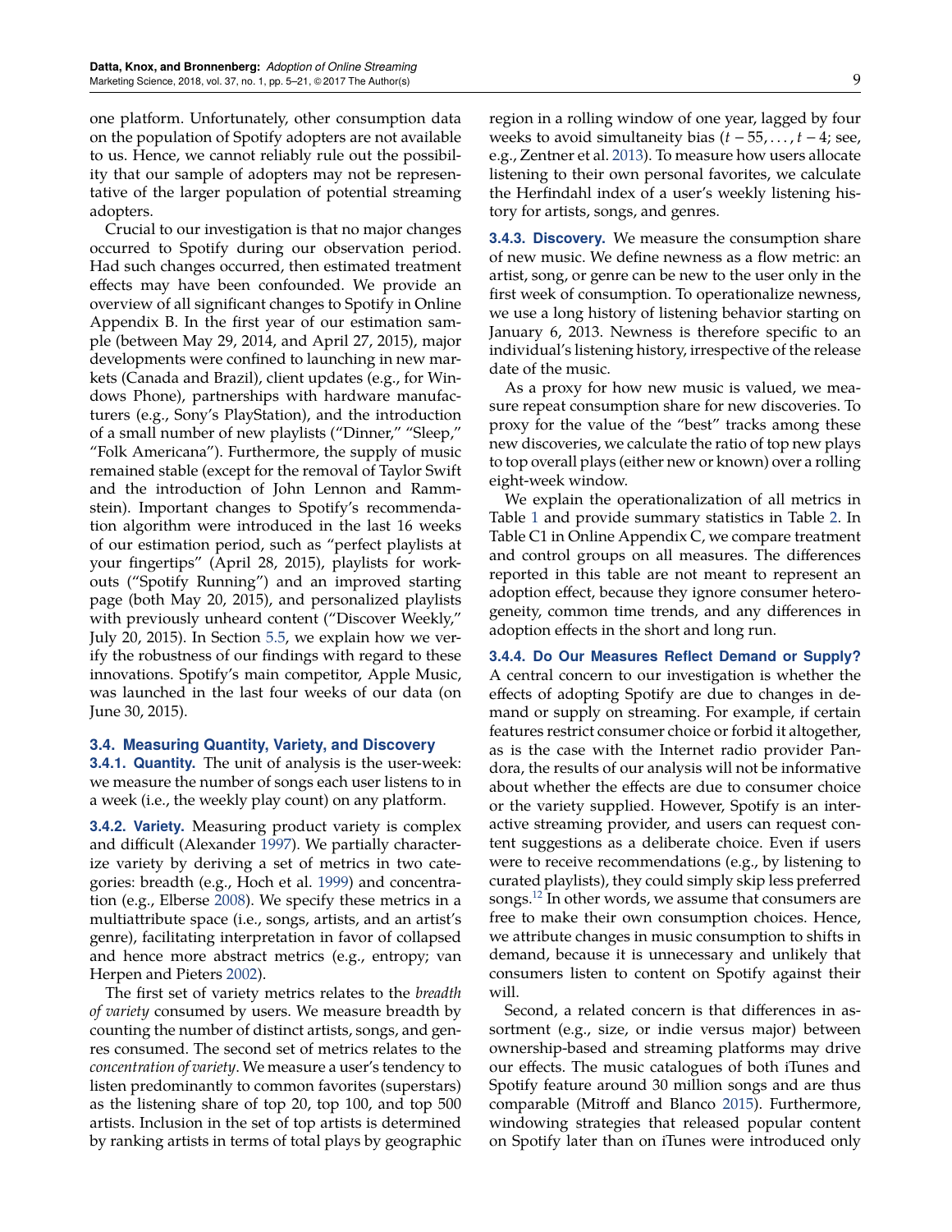one platform. Unfortunately, other consumption data on the population of Spotify adopters are not available to us. Hence, we cannot reliably rule out the possibility that our sample of adopters may not be representative of the larger population of potential streaming adopters.

Crucial to our investigation is that no major changes occurred to Spotify during our observation period. Had such changes occurred, then estimated treatment effects may have been confounded. We provide an overview of all significant changes to Spotify in Online Appendix B. In the first year of our estimation sample (between May 29, 2014, and April 27, 2015), major developments were confined to launching in new markets (Canada and Brazil), client updates (e.g., for Windows Phone), partnerships with hardware manufacturers (e.g., Sony's PlayStation), and the introduction of a small number of new playlists ("Dinner," "Sleep," "Folk Americana"). Furthermore, the supply of music remained stable (except for the removal of Taylor Swift and the introduction of John Lennon and Rammstein). Important changes to Spotify's recommendation algorithm were introduced in the last 16 weeks of our estimation period, such as "perfect playlists at your fingertips" (April 28, 2015), playlists for workouts ("Spotify Running") and an improved starting page (both May 20, 2015), and personalized playlists with previously unheard content ("Discover Weekly," July 20, 2015). In Section 5.5, we explain how we verify the robustness of our findings with regard to these innovations. Spotify's main competitor, Apple Music, was launched in the last four weeks of our data (on June 30, 2015).

### 3.4. Measuring Quantity, Variety, and Discovery

**3.4.1. Quantity.** The unit of analysis is the user-week: we measure the number of songs each user listens to in a week (i.e., the weekly play count) on any platform.

**3.4.2. Variety.** Measuring product variety is complex and difficult (Alexander 1997). We partially characterize variety by deriving a set of metrics in two categories: breadth (e.g., Hoch et al. 1999) and concentration (e.g., Elberse 2008). We specify these metrics in a multiattribute space (i.e., songs, artists, and an artist's genre), facilitating interpretation in favor of collapsed and hence more abstract metrics (e.g., entropy; van Herpen and Pieters 2002).

The first set of variety metrics relates to the *breadth of variety* consumed by users. We measure breadth by counting the number of distinct artists, songs, and genres consumed. The second set of metrics relates to the *concentration of variety*. We measure a user's tendency to listen predominantly to common favorites (superstars) as the listening share of top 20, top 100, and top 500 artists. Inclusion in the set of top artists is determined by ranking artists in terms of total plays by geographic region in a rolling window of one year, lagged by four weeks to avoid simultaneity bias ($t-55, \ldots, t-4$; see, e.g., Zentner et al. 2013). To measure how users allocate listening to their own personal favorites, we calculate the Herfindahl index of a user's weekly listening history for artists, songs, and genres.

**3.4.3. Discovery.** We measure the consumption share of new music. We define newness as a flow metric: an artist, song, or genre can be new to the user only in the first week of consumption. To operationalize newness, we use a long history of listening behavior starting on January 6, 2013. Newness is therefore specific to an individual's listening history, irrespective of the release date of the music.

As a proxy for how new music is valued, we measure repeat consumption share for new discoveries. To proxy for the value of the "best" tracks among these new discoveries, we calculate the ratio of top new plays to top overall plays (either new or known) over a rolling eight-week window.

We explain the operationalization of all metrics in Table 1 and provide summary statistics in Table 2. In Table C1 in Online Appendix C, we compare treatment and control groups on all measures. The differences reported in this table are not meant to represent an adoption effect, because they ignore consumer heterogeneity, common time trends, and any differences in adoption effects in the short and long run.

**3.4.4. Do Our Measures Reflect Demand or Supply?** A central concern to our investigation is whether the effects of adopting Spotify are due to changes in demand or supply on streaming. For example, if certain features restrict consumer choice or forbid it altogether, as is the case with the Internet radio provider Pandora, the results of our analysis will not be informative about whether the effects are due to consumer choice or the variety supplied. However, Spotify is an interactive streaming provider, and users can request content suggestions as a deliberate choice. Even if users were to receive recommendations (e.g., by listening to curated playlists), they could simply skip less preferred songs.[12] In other words, we assume that consumers are free to make their own consumption choices. Hence, we attribute changes in music consumption to shifts in demand, because it is unnecessary and unlikely that consumers listen to content on Spotify against their will.

Second, a related concern is that differences in assortment (e.g., size, or indie versus major) between ownership-based and streaming platforms may drive our effects. The music catalogues of both iTunes and Spotify feature around 30 million songs and are thus comparable (Mitroff and Blanco 2015). Furthermore, windowing strategies that released popular content on Spotify later than on iTunes were introduced only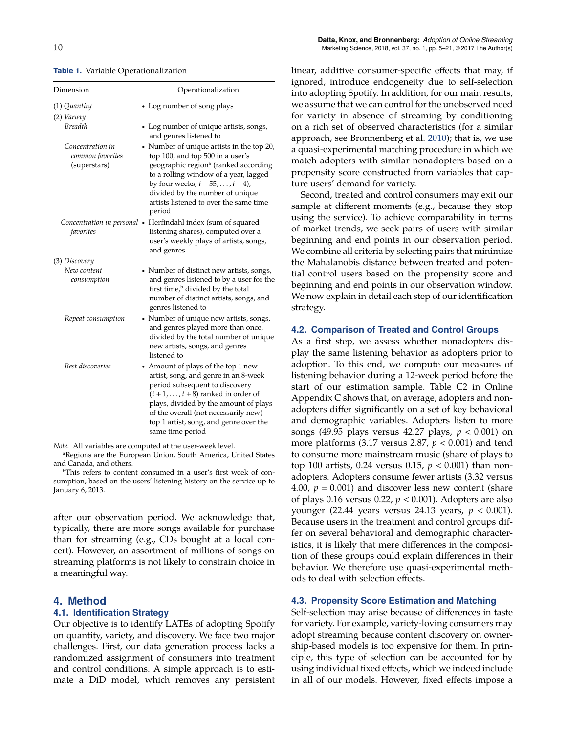**Table 1.** Variable Operationalization

| Dimension | Operationalization |
|---|---|
| (1) *Quantity* | • Log number of song plays |
| (2) *Variety* | |
| *Breadth* | • Log number of unique artists, songs, and genres listened to |
| *Concentration in common favorites (superstars)* | • Number of unique artists in the top 20, top 100, and top 500 in a user's geographic region[a] (ranked according to a rolling window of a year, lagged by four weeks; $t-55, \ldots, t-4$), divided by the number of unique artists listened to over the same time period |
| *Concentration in personal favorites* | • Herfindahl index (sum of squared listening shares), computed over a user's weekly plays of artists, songs, and genres |
| (3) *Discovery* | |
| *New content consumption* | • Number of distinct new artists, songs, and genres listened to by a user for the first time,[b] divided by the total number of distinct artists, songs, and genres listened to |
| *Repeat consumption* | • Number of unique new artists, songs, and genres played more than once, divided by the total number of unique new artists, songs, and genres listened to |
| *Best discoveries* | • Amount of plays of the top 1 new artist, song, and genre in an 8-week period subsequent to discovery ($t+1, \ldots, t+8$) ranked in order of plays, divided by the amount of plays of the overall (not necessarily new) top 1 artist, song, and genre over the same time period |

*Note.* All variables are computed at the user-week level.

[a]Regions are the European Union, South America, United States and Canada, and others.

[b]This refers to content consumed in a user's first week of consumption, based on the users' listening history on the service up to January 6, 2013.

after our observation period. We acknowledge that, typically, there are more songs available for purchase than for streaming (e.g., CDs bought at a local concert). However, an assortment of millions of songs on streaming platforms is not likely to constrain choice in a meaningful way.

# 4. Method

## 4.1. Identification Strategy

Our objective is to identify LATEs of adopting Spotify on quantity, variety, and discovery. We face two major challenges. First, our data generation process lacks a randomized assignment of consumers into treatment and control conditions. A simple approach is to estimate a DiD model, which removes any persistent linear, additive consumer-specific effects that may, if ignored, introduce endogeneity due to self-selection into adopting Spotify. In addition, for our main results, we assume that we can control for the unobserved need for variety in absence of streaming by conditioning on a rich set of observed characteristics (for a similar approach, see Bronnenberg et al. 2010); that is, we use a quasi-experimental matching procedure in which we match adopters with similar nonadopters based on a propensity score constructed from variables that capture users' demand for variety.

Second, treated and control consumers may exit our sample at different moments (e.g., because they stop using the service). To achieve comparability in terms of market trends, we seek pairs of users with similar beginning and end points in our observation period. We combine all criteria by selecting pairs that minimize the Mahalanobis distance between treated and potential control users based on the propensity score and beginning and end points in our observation window. We now explain in detail each step of our identification strategy.

## 4.2. Comparison of Treated and Control Groups

As a first step, we assess whether nonadopters display the same listening behavior as adopters prior to adoption. To this end, we compute our measures of listening behavior during a 12-week period before the start of our estimation sample. Table C2 in Online Appendix C shows that, on average, adopters and nonadopters differ significantly on a set of key behavioral and demographic variables. Adopters listen to more songs (49.95 plays versus 42.27 plays, $p < 0.001$) on more platforms (3.17 versus 2.87, $p < 0.001$) and tend to consume more mainstream music (share of plays to top 100 artists, 0.24 versus 0.15, $p < 0.001$) than nonadopters. Adopters consume fewer artists (3.32 versus 4.00, $p = 0.001$) and discover less new content (share of plays 0.16 versus 0.22, $p < 0.001$). Adopters are also younger (22.44 years versus 24.13 years, $p < 0.001$). Because users in the treatment and control groups differ on several behavioral and demographic characteristics, it is likely that mere differences in the composition of these groups could explain differences in their behavior. We therefore use quasi-experimental methods to deal with selection effects.

## 4.3. Propensity Score Estimation and Matching

Self-selection may arise because of differences in taste for variety. For example, variety-loving consumers may adopt streaming because content discovery on ownership-based models is too expensive for them. In principle, this type of selection can be accounted for by using individual fixed effects, which we indeed include in all of our models. However, fixed effects impose a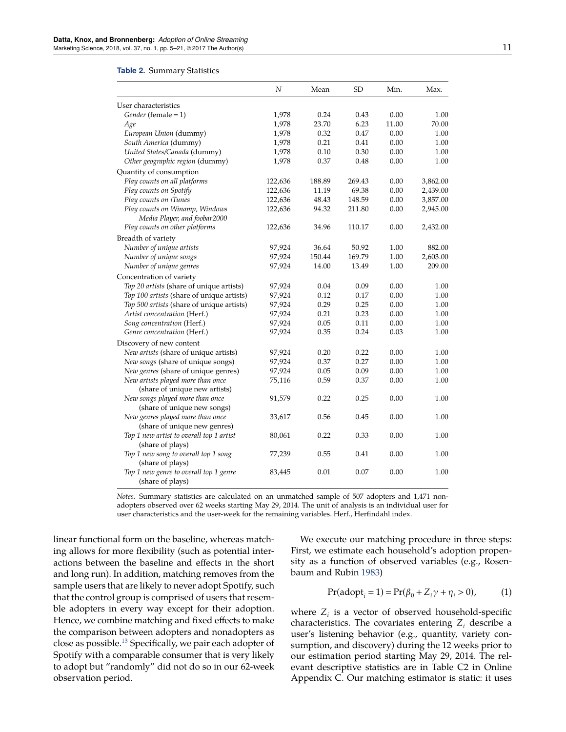**Table 2.** Summary Statistics

| | $N$ | Mean | SD | Min. | Max. |
|---|---|---|---|---|---|
| User characteristics | | | | | |
| *Gender* (female = 1) | 1,978 | 0.24 | 0.43 | 0.00 | 1.00 |
| *Age* | 1,978 | 23.70 | 6.23 | 11.00 | 70.00 |
| *European Union* (dummy) | 1,978 | 0.32 | 0.47 | 0.00 | 1.00 |
| *South America* (dummy) | 1,978 | 0.21 | 0.41 | 0.00 | 1.00 |
| *United States/Canada* (dummy) | 1,978 | 0.10 | 0.30 | 0.00 | 1.00 |
| *Other geographic region* (dummy) | 1,978 | 0.37 | 0.48 | 0.00 | 1.00 |
| Quantity of consumption | | | | | |
| *Play counts on all platforms* | 122,636 | 188.89 | 269.43 | 0.00 | 3,862.00 |
| *Play counts on Spotify* | 122,636 | 11.19 | 69.38 | 0.00 | 2,439.00 |
| *Play counts on iTunes* | 122,636 | 48.43 | 148.59 | 0.00 | 3,857.00 |
| *Play counts on Winamp, Windows Media Player, and foobar2000* | 122,636 | 94.32 | 211.80 | 0.00 | 2,945.00 |
| *Play counts on other platforms* | 122,636 | 34.96 | 110.17 | 0.00 | 2,432.00 |
| Breadth of variety | | | | | |
| *Number of unique artists* | 97,924 | 36.64 | 50.92 | 1.00 | 882.00 |
| *Number of unique songs* | 97,924 | 150.44 | 169.79 | 1.00 | 2,603.00 |
| *Number of unique genres* | 97,924 | 14.00 | 13.49 | 1.00 | 209.00 |
| Concentration of variety | | | | | |
| *Top 20 artists* (share of unique artists) | 97,924 | 0.04 | 0.09 | 0.00 | 1.00 |
| *Top 100 artists* (share of unique artists) | 97,924 | 0.12 | 0.17 | 0.00 | 1.00 |
| *Top 500 artists* (share of unique artists) | 97,924 | 0.29 | 0.25 | 0.00 | 1.00 |
| *Artist concentration* (Herf.) | 97,924 | 0.21 | 0.23 | 0.00 | 1.00 |
| *Song concentration* (Herf.) | 97,924 | 0.05 | 0.11 | 0.00 | 1.00 |
| *Genre concentration* (Herf.) | 97,924 | 0.35 | 0.24 | 0.03 | 1.00 |
| Discovery of new content | | | | | |
| *New artists* (share of unique artists) | 97,924 | 0.20 | 0.22 | 0.00 | 1.00 |
| *New songs* (share of unique songs) | 97,924 | 0.37 | 0.27 | 0.00 | 1.00 |
| *New genres* (share of unique genres) | 97,924 | 0.05 | 0.09 | 0.00 | 1.00 |
| *New artists played more than once* (share of unique new artists) | 75,116 | 0.59 | 0.37 | 0.00 | 1.00 |
| *New songs played more than once* (share of unique new songs) | 91,579 | 0.22 | 0.25 | 0.00 | 1.00 |
| *New genres played more than once* (share of unique new genres) | 33,617 | 0.56 | 0.45 | 0.00 | 1.00 |
| *Top 1 new artist to overall top 1 artist* (share of plays) | 80,061 | 0.22 | 0.33 | 0.00 | 1.00 |
| *Top 1 new song to overall top 1 song* (share of plays) | 77,239 | 0.55 | 0.41 | 0.00 | 1.00 |
| *Top 1 new genre to overall top 1 genre* (share of plays) | 83,445 | 0.01 | 0.07 | 0.00 | 1.00 |

*Notes.* Summary statistics are calculated on an unmatched sample of 507 adopters and 1,471 non-adopters observed over 62 weeks starting May 29, 2014. The unit of analysis is an individual user for user characteristics and the user-week for the remaining variables. Herf., Herfindahl index.

linear functional form on the baseline, whereas matching allows for more flexibility (such as potential interactions between the baseline and effects in the short and long run). In addition, matching removes from the sample users that are likely to never adopt Spotify, such that the control group is comprised of users that resemble adopters in every way except for their adoption. Hence, we combine matching and fixed effects to make the comparison between adopters and nonadopters as close as possible.[13] Specifically, we pair each adopter of Spotify with a comparable consumer that is very likely to adopt but "randomly" did not do so in our 62-week observation period.

We execute our matching procedure in three steps: First, we estimate each household's adoption propensity as a function of observed variables (e.g., Rosenbaum and Rubin 1983)

$$\Pr(\text{adopt}_i = 1) = \Pr(\beta_0 + Z_i\gamma + \eta_i > 0), \qquad (1)$$

where $Z_i$ is a vector of observed household-specific characteristics. The covariates entering $Z_i$ describe a user's listening behavior (e.g., quantity, variety consumption, and discovery) during the 12 weeks prior to our estimation period starting May 29, 2014. The relevant descriptive statistics are in Table C2 in Online Appendix C. Our matching estimator is static: it uses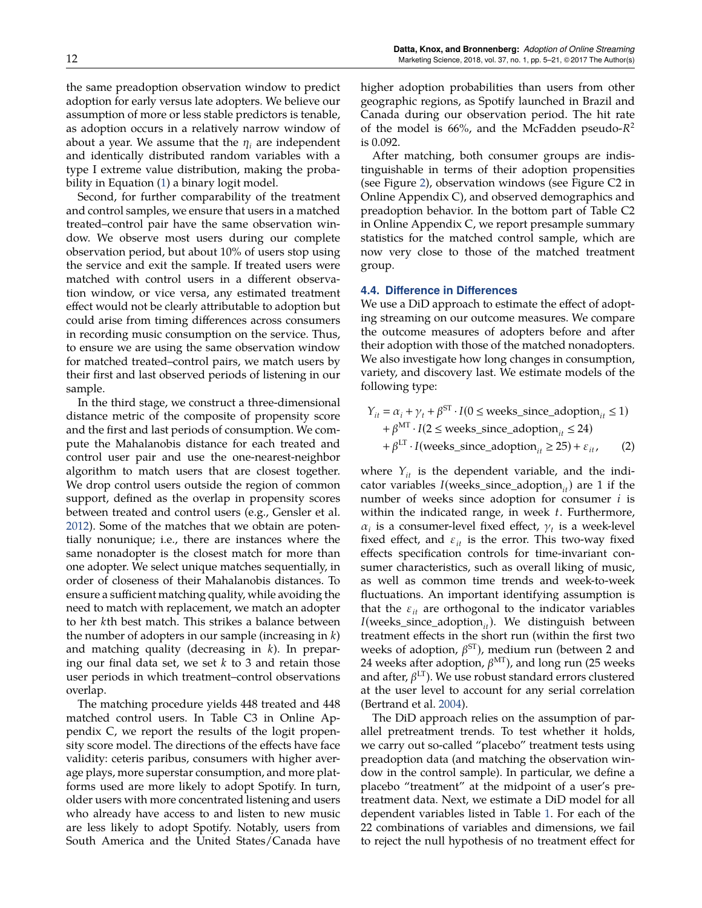the same preadoption observation window to predict adoption for early versus late adopters. We believe our assumption of more or less stable predictors is tenable, as adoption occurs in a relatively narrow window of about a year. We assume that the $\eta_i$ are independent and identically distributed random variables with a type I extreme value distribution, making the probability in Equation (1) a binary logit model.

Second, for further comparability of the treatment and control samples, we ensure that users in a matched treated–control pair have the same observation window. We observe most users during our complete observation period, but about 10% of users stop using the service and exit the sample. If treated users were matched with control users in a different observation window, or vice versa, any estimated treatment effect would not be clearly attributable to adoption but could arise from timing differences across consumers in recording music consumption on the service. Thus, to ensure we are using the same observation window for matched treated–control pairs, we match users by their first and last observed periods of listening in our sample.

In the third stage, we construct a three-dimensional distance metric of the composite of propensity score and the first and last periods of consumption. We compute the Mahalanobis distance for each treated and control user pair and use the one-nearest-neighbor algorithm to match users that are closest together. We drop control users outside the region of common support, defined as the overlap in propensity scores between treated and control users (e.g., Gensler et al. 2012). Some of the matches that we obtain are potentially nonunique; i.e., there are instances where the same nonadopter is the closest match for more than one adopter. We select unique matches sequentially, in order of closeness of their Mahalanobis distances. To ensure a sufficient matching quality, while avoiding the need to match with replacement, we match an adopter to her $k$th best match. This strikes a balance between the number of adopters in our sample (increasing in $k$) and matching quality (decreasing in $k$). In preparing our final data set, we set $k$ to 3 and retain those user periods in which treatment–control observations overlap.

The matching procedure yields 448 treated and 448 matched control users. In Table C3 in Online Appendix C, we report the results of the logit propensity score model. The directions of the effects have face validity: ceteris paribus, consumers with higher average plays, more superstar consumption, and more platforms used are more likely to adopt Spotify. In turn, older users with more concentrated listening and users who already have access to and listen to new music are less likely to adopt Spotify. Notably, users from South America and the United States/Canada have higher adoption probabilities than users from other geographic regions, as Spotify launched in Brazil and Canada during our observation period. The hit rate of the model is 66%, and the McFadden pseudo-$R^2$ is 0.092.

After matching, both consumer groups are indistinguishable in terms of their adoption propensities (see Figure 2), observation windows (see Figure C2 in Online Appendix C), and observed demographics and preadoption behavior. In the bottom part of Table C2 in Online Appendix C, we report presample summary statistics for the matched control sample, which are now very close to those of the matched treatment group.

### 4.4. Difference in Differences

We use a DiD approach to estimate the effect of adopting streaming on our outcome measures. We compare the outcome measures of adopters before and after their adoption with those of the matched nonadopters. We also investigate how long changes in consumption, variety, and discovery last. We estimate models of the following type:

$$
\begin{aligned}
Y_{it} = {} & \alpha_i + \gamma_t + \beta^{\mathrm{ST}} \cdot I(0 \le \text{weeks\_since\_adoption}_{it} \le 1) \\
& + \beta^{\mathrm{MT}} \cdot I(2 \le \text{weeks\_since\_adoption}_{it} \le 24) \\
& + \beta^{\mathrm{LT}} \cdot I(\text{weeks\_since\_adoption}_{it} \ge 25) + \varepsilon_{it}, \qquad (2)
\end{aligned}
$$

where $Y_{it}$ is the dependent variable, and the indicator variables $I(\text{weeks\_since\_adoption}_{it})$ are 1 if the number of weeks since adoption for consumer $i$ is within the indicated range, in week $t$. Furthermore, $\alpha_i$ is a consumer-level fixed effect, $\gamma_t$ is a week-level fixed effect, and $\varepsilon_{it}$ is the error. This two-way fixed effects specification controls for time-invariant consumer characteristics, such as overall liking of music, as well as common time trends and week-to-week fluctuations. An important identifying assumption is that the $\varepsilon_{it}$ are orthogonal to the indicator variables $I(\text{weeks\_since\_adoption}_{it})$. We distinguish between treatment effects in the short run (within the first two weeks of adoption, $\beta^{\mathrm{ST}}$), medium run (between 2 and 24 weeks after adoption, $\beta^{\mathrm{MT}}$), and long run (25 weeks and after, $\beta^{\mathrm{LT}}$). We use robust standard errors clustered at the user level to account for any serial correlation (Bertrand et al. 2004).

The DiD approach relies on the assumption of parallel pretreatment trends. To test whether it holds, we carry out so-called "placebo" treatment tests using preadoption data (and matching the observation window in the control sample). In particular, we define a placebo "treatment" at the midpoint of a user's pretreatment data. Next, we estimate a DiD model for all dependent variables listed in Table 1. For each of the 22 combinations of variables and dimensions, we fail to reject the null hypothesis of no treatment effect for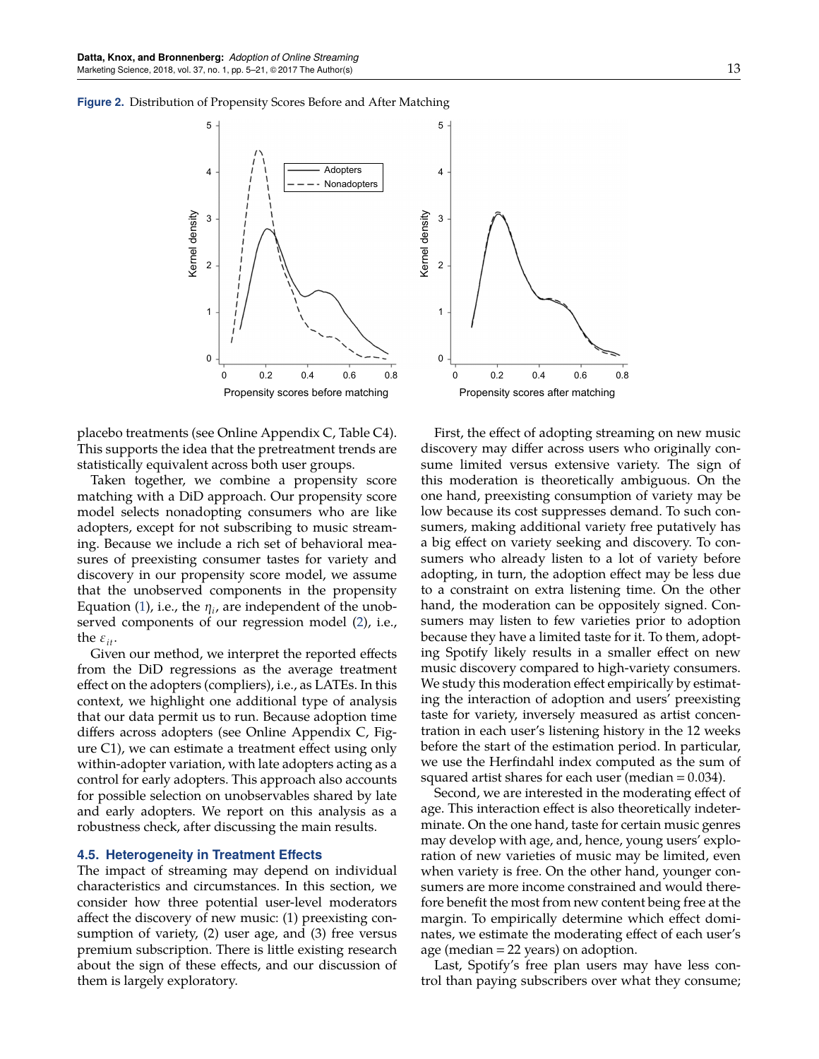**Figure 2.** Distribution of Propensity Scores Before and After Matching

placebo treatments (see Online Appendix C, Table C4). This supports the idea that the pretreatment trends are statistically equivalent across both user groups.

Taken together, we combine a propensity score matching with a DiD approach. Our propensity score model selects nonadopting consumers who are like adopters, except for not subscribing to music streaming. Because we include a rich set of behavioral measures of preexisting consumer tastes for variety and discovery in our propensity score model, we assume that the unobserved components in the propensity Equation (1), i.e., the $\eta_i$, are independent of the unobserved components of our regression model (2), i.e., the $\varepsilon_{it}$.

Given our method, we interpret the reported effects from the DiD regressions as the average treatment effect on the adopters (compliers), i.e., as LATEs. In this context, we highlight one additional type of analysis that our data permit us to run. Because adoption time differs across adopters (see Online Appendix C, Figure C1), we can estimate a treatment effect using only within-adopter variation, with late adopters acting as a control for early adopters. This approach also accounts for possible selection on unobservables shared by late and early adopters. We report on this analysis as a robustness check, after discussing the main results.

### 4.5. Heterogeneity in Treatment Effects

The impact of streaming may depend on individual characteristics and circumstances. In this section, we consider how three potential user-level moderators affect the discovery of new music: (1) preexisting consumption of variety, (2) user age, and (3) free versus premium subscription. There is little existing research about the sign of these effects, and our discussion of them is largely exploratory.

First, the effect of adopting streaming on new music discovery may differ across users who originally consume limited versus extensive variety. The sign of this moderation is theoretically ambiguous. On the one hand, preexisting consumption of variety may be low because its cost suppresses demand. To such consumers, making additional variety free putatively has a big effect on variety seeking and discovery. To consumers who already listen to a lot of variety before adopting, in turn, the adoption effect may be less due to a constraint on extra listening time. On the other hand, the moderation can be oppositely signed. Consumers may listen to few varieties prior to adoption because they have a limited taste for it. To them, adopting Spotify likely results in a smaller effect on new music discovery compared to high-variety consumers. We study this moderation effect empirically by estimating the interaction of adoption and users' preexisting taste for variety, inversely measured as artist concentration in each user's listening history in the 12 weeks before the start of the estimation period. In particular, we use the Herfindahl index computed as the sum of squared artist shares for each user (median = 0.034).

Second, we are interested in the moderating effect of age. This interaction effect is also theoretically indeterminate. On the one hand, taste for certain music genres may develop with age, and, hence, young users' exploration of new varieties of music may be limited, even when variety is free. On the other hand, younger consumers are more income constrained and would therefore benefit the most from new content being free at the margin. To empirically determine which effect dominates, we estimate the moderating effect of each user's age (median = 22 years) on adoption.

Last, Spotify's free plan users may have less control than paying subscribers over what they consume;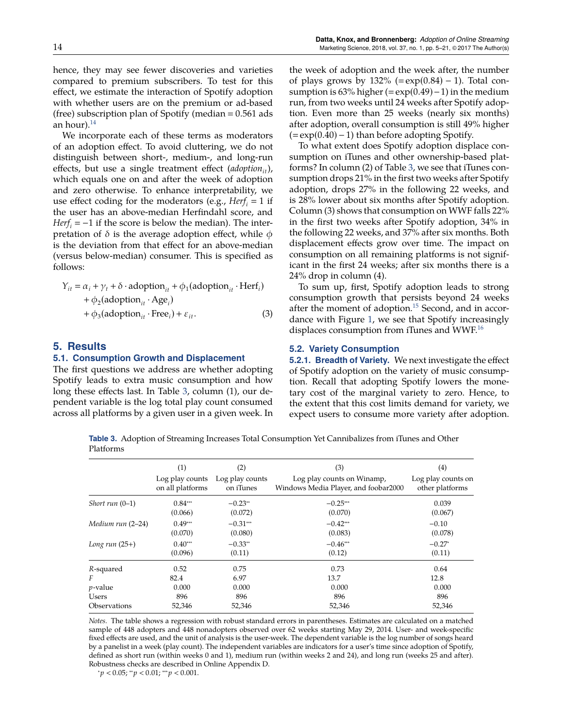hence, they may see fewer discoveries and varieties compared to premium subscribers. To test for this effect, we estimate the interaction of Spotify adoption with whether users are on the premium or ad-based (free) subscription plan of Spotify (median = 0.561 ads an hour).[14]

We incorporate each of these terms as moderators of an adoption effect. To avoid cluttering, we do not distinguish between short-, medium-, and long-run effects, but use a single treatment effect ($adoption_{it}$), which equals one on and after the week of adoption and zero otherwise. To enhance interpretability, we use effect coding for the moderators (e.g., $Herf_i = 1$ if the user has an above-median Herfindahl score, and $Herf_i = -1$ if the score is below the median). The interpretation of $\delta$ is the average adoption effect, while $\phi$ is the deviation from that effect for an above-median (versus below-median) consumer. This is specified as follows:

$$Y_{it} = \alpha_i + \gamma_t + \delta \cdot \text{adoption}_{it} + \phi_1(\text{adoption}_{it} \cdot \text{Herf}_i) + \phi_2(\text{adoption}_{it} \cdot \text{Age}_i) + \phi_3(\text{adoption}_{it} \cdot \text{Free}_i) + \varepsilon_{it}. \quad (3)$$

## 5. Results

### 5.1. Consumption Growth and Displacement

The first questions we address are whether adopting Spotify leads to extra music consumption and how long these effects last. In Table 3, column (1), our dependent variable is the log total play count consumed across all platforms by a given user in a given week. In the week of adoption and the week after, the number of plays grows by 132% (= exp(0.84) − 1). Total consumption is 63% higher (= exp(0.49) − 1) in the medium run, from two weeks until 24 weeks after Spotify adoption. Even more than 25 weeks (nearly six months) after adoption, overall consumption is still 49% higher (= exp(0.40) − 1) than before adopting Spotify.

To what extent does Spotify adoption displace consumption on iTunes and other ownership-based platforms? In column (2) of Table 3, we see that iTunes consumption drops 21% in the first two weeks after Spotify adoption, drops 27% in the following 22 weeks, and is 28% lower about six months after Spotify adoption. Column (3) shows that consumption on WWF falls 22% in the first two weeks after Spotify adoption, 34% in the following 22 weeks, and 37% after six months. Both displacement effects grow over time. The impact on consumption on all remaining platforms is not significant in the first 24 weeks; after six months there is a 24% drop in column (4).

To sum up, first, Spotify adoption leads to strong consumption growth that persists beyond 24 weeks after the moment of adoption.[15] Second, and in accordance with Figure 1, we see that Spotify increasingly displaces consumption from iTunes and WWF.[16]

### 5.2. Variety Consumption

**5.2.1. Breadth of Variety.** We next investigate the effect of Spotify adoption on the variety of music consumption. Recall that adopting Spotify lowers the monetary cost of the marginal variety to zero. Hence, to the extent that this cost limits demand for variety, we expect users to consume more variety after adoption.

**Table 3.** Adoption of Streaming Increases Total Consumption Yet Cannibalizes from iTunes and Other Platforms

| | (1) Log play counts on all platforms | (2) Log play counts on iTunes | (3) Log play counts on Winamp, Windows Media Player, and foobar2000 | (4) Log play counts on other platforms |
|---|---|---|---|---|
| *Short run* (0–1) | 0.84*** | −0.23** | −0.25*** | 0.039 |
| | (0.066) | (0.072) | (0.070) | (0.067) |
| *Medium run* (2–24) | 0.49*** | −0.31*** | −0.42*** | −0.10 |
| | (0.070) | (0.080) | (0.083) | (0.078) |
| *Long run* (25+) | 0.40*** | −0.33** | −0.46*** | −0.27* |
| | (0.096) | (0.11) | (0.12) | (0.11) |
| $R$-squared | 0.52 | 0.75 | 0.73 | 0.64 |
| $F$ | 82.4 | 6.97 | 13.7 | 12.8 |
| $p$-value | 0.000 | 0.000 | 0.000 | 0.000 |
| Users | 896 | 896 | 896 | 896 |
| Observations | 52,346 | 52,346 | 52,346 | 52,346 |

*Notes.* The table shows a regression with robust standard errors in parentheses. Estimates are calculated on a matched sample of 448 adopters and 448 nonadopters observed over 62 weeks starting May 29, 2014. User- and week-specific fixed effects are used, and the unit of analysis is the user-week. The dependent variable is the log number of songs heard by a panelist in a week (play count). The independent variables are indicators for a user's time since adoption of Spotify, defined as short run (within weeks 0 and 1), medium run (within weeks 2 and 24), and long run (weeks 25 and after). Robustness checks are described in Online Appendix D.

*$p < 0.05$; **$p < 0.01$; ***$p < 0.001$.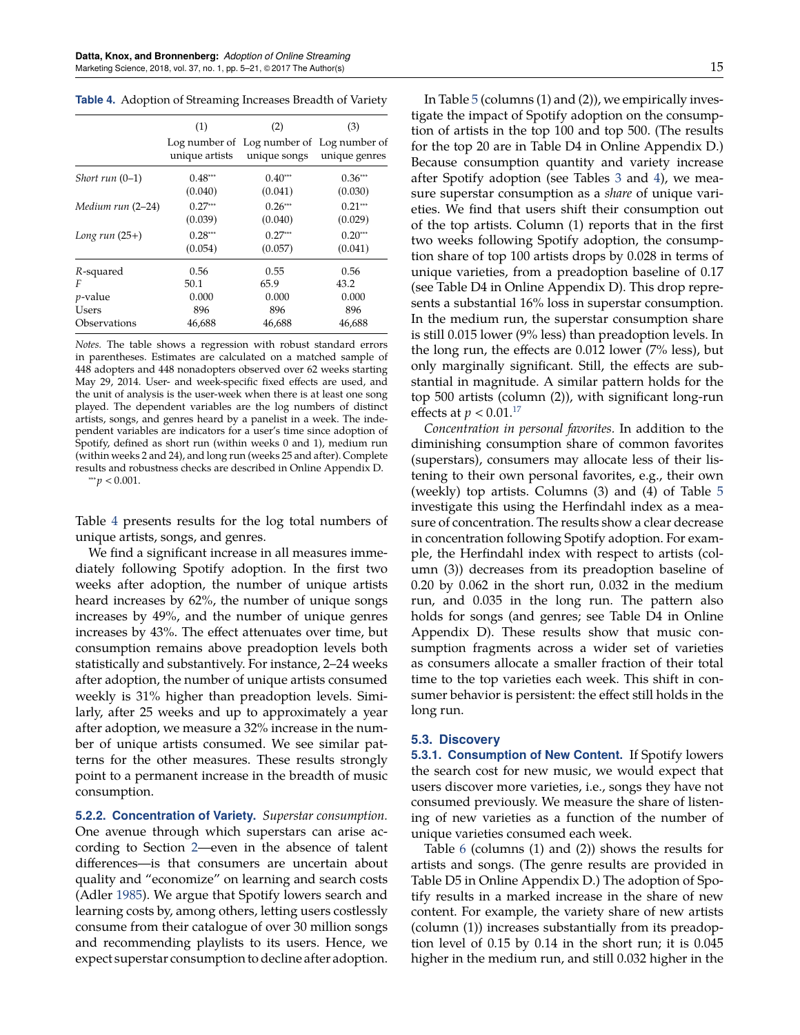**Table 4.** Adoption of Streaming Increases Breadth of Variety

| | (1) | (2) | (3) |
|---|---|---|---|
| | Log number of unique artists | Log number of unique songs | Log number of unique genres |
| *Short run* (0–1) | 0.48*** | 0.40*** | 0.36*** |
| | (0.040) | (0.041) | (0.030) |
| *Medium run* (2–24) | 0.27*** | 0.26*** | 0.21*** |
| | (0.039) | (0.040) | (0.029) |
| *Long run* (25+) | 0.28*** | 0.27*** | 0.20*** |
| | (0.054) | (0.057) | (0.041) |
| $R$-squared | 0.56 | 0.55 | 0.56 |
| $F$ | 50.1 | 65.9 | 43.2 |
| $p$-value | 0.000 | 0.000 | 0.000 |
| Users | 896 | 896 | 896 |
| Observations | 46,688 | 46,688 | 46,688 |

*Notes.* The table shows a regression with robust standard errors in parentheses. Estimates are calculated on a matched sample of 448 adopters and 448 nonadopters observed over 62 weeks starting May 29, 2014. User- and week-specific fixed effects are used, and the unit of analysis is the user-week when there is at least one song played. The dependent variables are the log numbers of distinct artists, songs, and genres heard by a panelist in a week. The independent variables are indicators for a user's time since adoption of Spotify, defined as short run (within weeks 0 and 1), medium run (within weeks 2 and 24), and long run (weeks 25 and after). Complete results and robustness checks are described in Online Appendix D.

***$p < 0.001$.

Table 4 presents results for the log total numbers of unique artists, songs, and genres.

We find a significant increase in all measures immediately following Spotify adoption. In the first two weeks after adoption, the number of unique artists heard increases by 62%, the number of unique songs increases by 49%, and the number of unique genres increases by 43%. The effect attenuates over time, but consumption remains above preadoption levels both statistically and substantively. For instance, 2–24 weeks after adoption, the number of unique artists consumed weekly is 31% higher than preadoption levels. Similarly, after 25 weeks and up to approximately a year after adoption, we measure a 32% increase in the number of unique artists consumed. We see similar patterns for the other measures. These results strongly point to a permanent increase in the breadth of music consumption.

**5.2.2. Concentration of Variety.** *Superstar consumption.* One avenue through which superstars can arise according to Section 2—even in the absence of talent differences—is that consumers are uncertain about quality and "economize" on learning and search costs (Adler 1985). We argue that Spotify lowers search and learning costs by, among others, letting users costlessly consume from their catalogue of over 30 million songs and recommending playlists to its users. Hence, we expect superstar consumption to decline after adoption.

In Table 5 (columns (1) and (2)), we empirically investigate the impact of Spotify adoption on the consumption of artists in the top 100 and top 500. (The results for the top 20 are in Table D4 in Online Appendix D.) Because consumption quantity and variety increase after Spotify adoption (see Tables 3 and 4), we measure superstar consumption as a *share* of unique varieties. We find that users shift their consumption out of the top artists. Column (1) reports that in the first two weeks following Spotify adoption, the consumption share of top 100 artists drops by 0.028 in terms of unique varieties, from a preadoption baseline of 0.17 (see Table D4 in Online Appendix D). This drop represents a substantial 16% loss in superstar consumption. In the medium run, the superstar consumption share is still 0.015 lower (9% less) than preadoption levels. In the long run, the effects are 0.012 lower (7% less), but only marginally significant. Still, the effects are substantial in magnitude. A similar pattern holds for the top 500 artists (column (2)), with significant long-run effects at $p < 0.01$.[17]

*Concentration in personal favorites.* In addition to the diminishing consumption share of common favorites (superstars), consumers may allocate less of their listening to their own personal favorites, e.g., their own (weekly) top artists. Columns (3) and (4) of Table 5 investigate this using the Herfindahl index as a measure of concentration. The results show a clear decrease in concentration following Spotify adoption. For example, the Herfindahl index with respect to artists (column (3)) decreases from its preadoption baseline of 0.20 by 0.062 in the short run, 0.032 in the medium run, and 0.035 in the long run. The pattern also holds for songs (and genres; see Table D4 in Online Appendix D). These results show that music consumption fragments across a wider set of varieties as consumers allocate a smaller fraction of their total time to the top varieties each week. This shift in consumer behavior is persistent: the effect still holds in the long run.

### 5.3. Discovery

**5.3.1. Consumption of New Content.** If Spotify lowers the search cost for new music, we would expect that users discover more varieties, i.e., songs they have not consumed previously. We measure the share of listening of new varieties as a function of the number of unique varieties consumed each week.

Table 6 (columns (1) and (2)) shows the results for artists and songs. (The genre results are provided in Table D5 in Online Appendix D.) The adoption of Spotify results in a marked increase in the share of new content. For example, the variety share of new artists (column (1)) increases substantially from its preadoption level of 0.15 by 0.14 in the short run; it is 0.045 higher in the medium run, and still 0.032 higher in the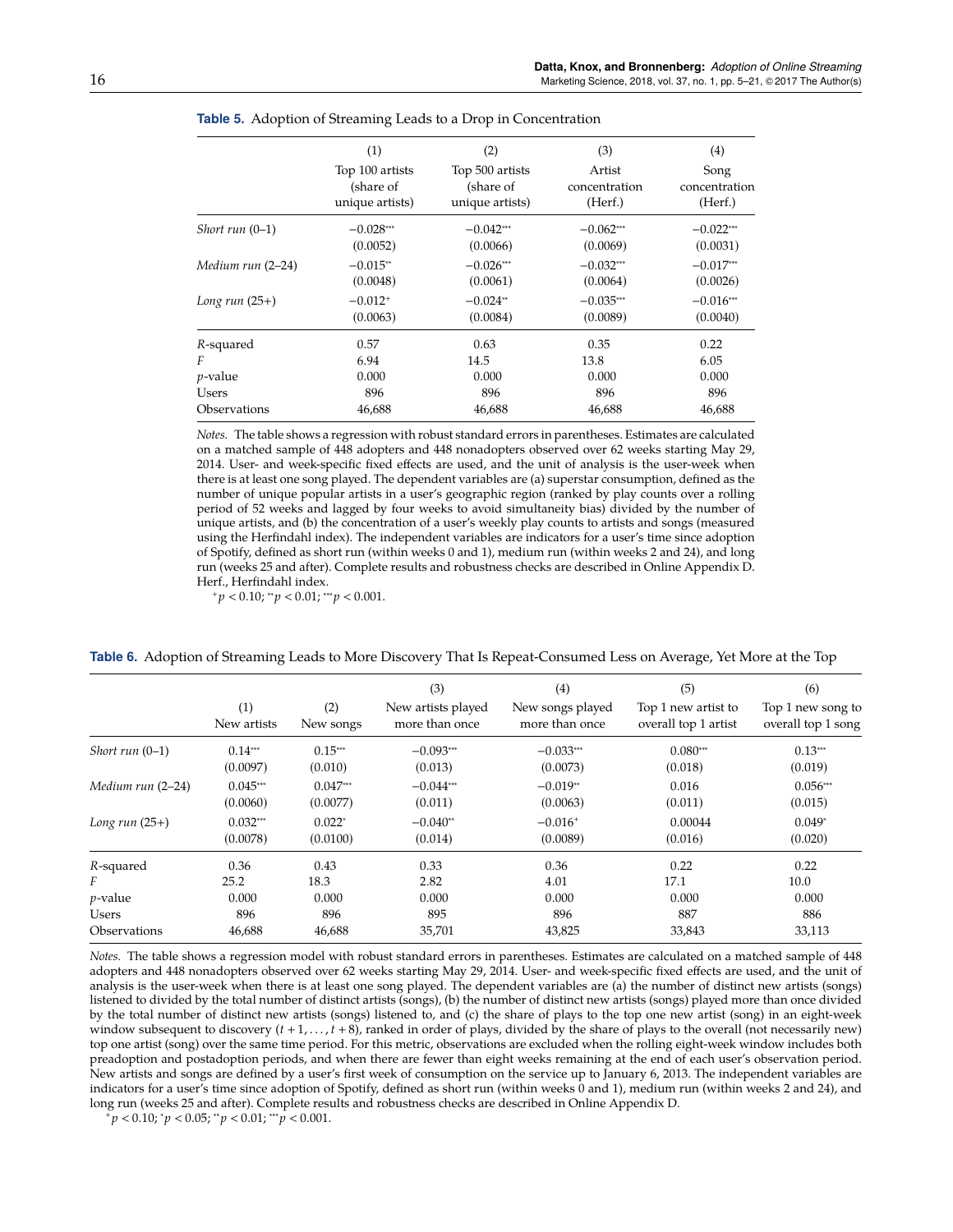**Table 5.** Adoption of Streaming Leads to a Drop in Concentration

| | (1) Top 100 artists (share of unique artists) | (2) Top 500 artists (share of unique artists) | (3) Artist concentration (Herf.) | (4) Song concentration (Herf.) |
|---|---|---|---|---|
| *Short run* (0–1) | −0.028*** | −0.042*** | −0.062*** | −0.022*** |
| | (0.0052) | (0.0066) | (0.0069) | (0.0031) |
| *Medium run* (2–24) | −0.015** | −0.026*** | −0.032*** | −0.017*** |
| | (0.0048) | (0.0061) | (0.0064) | (0.0026) |
| *Long run* (25+) | −0.012+ | −0.024** | −0.035*** | −0.016*** |
| | (0.0063) | (0.0084) | (0.0089) | (0.0040) |
| *R*-squared | 0.57 | 0.63 | 0.35 | 0.22 |
| *F* | 6.94 | 14.5 | 13.8 | 6.05 |
| *p*-value | 0.000 | 0.000 | 0.000 | 0.000 |
| Users | 896 | 896 | 896 | 896 |
| Observations | 46,688 | 46,688 | 46,688 | 46,688 |

*Notes.* The table shows a regression with robust standard errors in parentheses. Estimates are calculated on a matched sample of 448 adopters and 448 nonadopters observed over 62 weeks starting May 29, 2014. User- and week-specific fixed effects are used, and the unit of analysis is the user-week when there is at least one song played. The dependent variables are (a) superstar consumption, defined as the number of unique popular artists in a user's geographic region (ranked by play counts over a rolling period of 52 weeks and lagged by four weeks to avoid simultaneity bias) divided by the number of unique artists, and (b) the concentration of a user's weekly play counts to artists and songs (measured using the Herfindahl index). The independent variables are indicators for a user's time since adoption of Spotify, defined as short run (within weeks 0 and 1), medium run (within weeks 2 and 24), and long run (weeks 25 and after). Complete results and robustness checks are described in Online Appendix D. Herf., Herfindahl index.

$^{+}p < 0.10$; $^{**}p < 0.01$; $^{***}p < 0.001$.

**Table 6.** Adoption of Streaming Leads to More Discovery That Is Repeat-Consumed Less on Average, Yet More at the Top

| | (1) New artists | (2) New songs | (3) New artists played more than once | (4) New songs played more than once | (5) Top 1 new artist to overall top 1 artist | (6) Top 1 new song to overall top 1 song |
|---|---|---|---|---|---|---|
| *Short run* (0–1) | 0.14*** | 0.15*** | −0.093*** | −0.033*** | 0.080*** | 0.13*** |
| | (0.0097) | (0.010) | (0.013) | (0.0073) | (0.018) | (0.019) |
| *Medium run* (2–24) | 0.045*** | 0.047*** | −0.044*** | −0.019** | 0.016 | 0.056*** |
| | (0.0060) | (0.0077) | (0.011) | (0.0063) | (0.011) | (0.015) |
| *Long run* (25+) | 0.032*** | 0.022* | −0.040** | −0.016+ | 0.00044 | 0.049* |
| | (0.0078) | (0.0100) | (0.014) | (0.0089) | (0.016) | (0.020) |
| *R*-squared | 0.36 | 0.43 | 0.33 | 0.36 | 0.22 | 0.22 |
| *F* | 25.2 | 18.3 | 2.82 | 4.01 | 17.1 | 10.0 |
| *p*-value | 0.000 | 0.000 | 0.000 | 0.000 | 0.000 | 0.000 |
| Users | 896 | 896 | 895 | 896 | 887 | 886 |
| Observations | 46,688 | 46,688 | 35,701 | 43,825 | 33,843 | 33,113 |

*Notes.* The table shows a regression model with robust standard errors in parentheses. Estimates are calculated on a matched sample of 448 adopters and 448 nonadopters observed over 62 weeks starting May 29, 2014. User- and week-specific fixed effects are used, and the unit of analysis is the user-week when there is at least one song played. The dependent variables are (a) the number of distinct new artists (songs) listened to divided by the total number of distinct artists (songs), (b) the number of distinct new artists (songs) played more than once divided by the total number of distinct artists (songs), and (c) the share of plays to the top one new artist (song) in an eight-week window subsequent to discovery $(t+1, \ldots, t+8)$, ranked in order of plays, divided by the share of plays to the overall (not necessarily new) top one artist (song) over the same time period. For this metric, observations are excluded when the rolling eight-week window includes both preadoption and postadoption periods, and when there are fewer than eight weeks remaining at the end of each user's observation period. New artists and songs are defined by a user's first week of consumption on the service up to January 6, 2013. The independent variables are indicators for a user's time since adoption of Spotify, defined as short run (within weeks 0 and 1), medium run (within weeks 2 and 24), and long run (weeks 25 and after). Complete results and robustness checks are described in Online Appendix D.

$^{+}p < 0.10$; $^{*}p < 0.05$; $^{**}p < 0.01$; $^{***}p < 0.001$.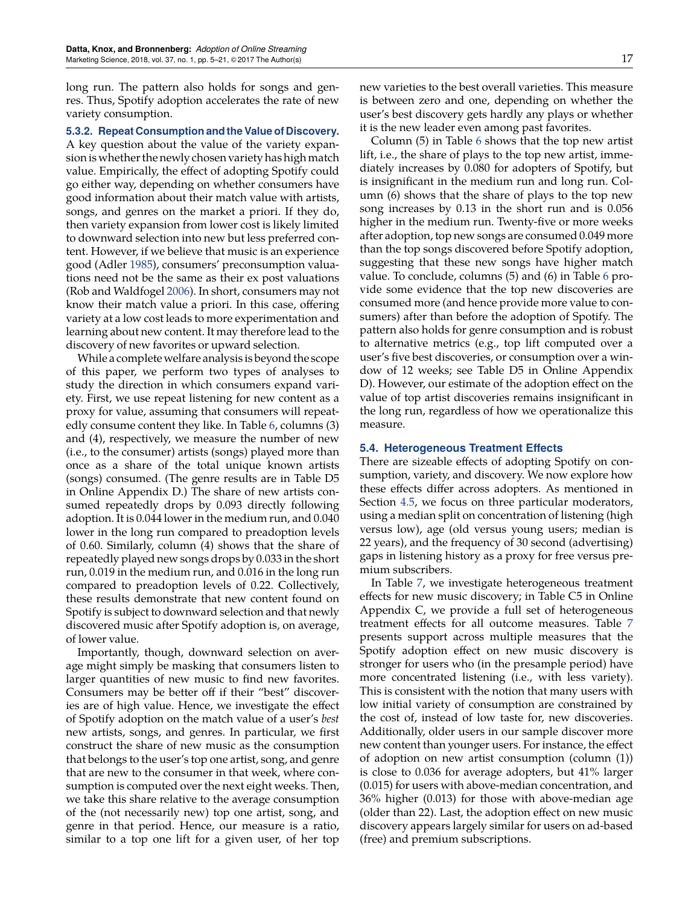long run. The pattern also holds for songs and genres. Thus, Spotify adoption accelerates the rate of new variety consumption.

#### 5.3.2. Repeat Consumption and the Value of Discovery.

A key question about the value of the variety expansion is whether the newly chosen variety has high match value. Empirically, the effect of adopting Spotify could go either way, depending on whether consumers have good information about their match value with artists, songs, and genres on the market a priori. If they do, then variety expansion from lower cost is likely limited to downward selection into new but less preferred content. However, if we believe that music is an experience good (Adler 1985), consumers' preconsumption valuations need not be the same as their ex post valuations (Rob and Waldfogel 2006). In short, consumers may not know their match value a priori. In this case, offering variety at a low cost leads to more experimentation and learning about new content. It may therefore lead to the discovery of new favorites or upward selection.

While a complete welfare analysis is beyond the scope of this paper, we perform two types of analyses to study the direction in which consumers expand variety. First, we use repeat listening for new content as a proxy for value, assuming that consumers will repeatedly consume content they like. In Table 6, columns (3) and (4), respectively, we measure the number of new (i.e., to the consumer) artists (songs) played more than once as a share of the total unique known artists (songs) consumed. (The genre results are in Table D5 in Online Appendix D.) The share of new artists consumed repeatedly drops by 0.093 directly following adoption. It is 0.044 lower in the medium run, and 0.040 lower in the long run compared to preadoption levels of 0.60. Similarly, column (4) shows that the share of repeatedly played new songs drops by 0.033 in the short run, 0.019 in the medium run, and 0.016 in the long run compared to preadoption levels of 0.22. Collectively, these results demonstrate that new content found on Spotify is subject to downward selection and that newly discovered music after Spotify adoption is, on average, of lower value.

Importantly, though, downward selection on average might simply be masking that consumers listen to larger quantities of new music to find new favorites. Consumers may be better off if their "best" discoveries are of high value. Hence, we investigate the effect of Spotify adoption on the match value of a user's *best* new artists, songs, and genres. In particular, we first construct the share of new music as the consumption that belongs to the user's top one artist, song, and genre that are new to the consumer in that week, where consumption is computed over the next eight weeks. Then, we take this share relative to the average consumption of the (not necessarily new) top one artist, song, and genre in that period. Hence, our measure is a ratio, similar to a top one lift for a given user, of her top new varieties to the best overall varieties. This measure is between zero and one, depending on whether the user's best discovery gets hardly any plays or whether it is the new leader even among past favorites.

Column (5) in Table 6 shows that the top new artist lift, i.e., the share of plays to the top new artist, immediately increases by 0.080 for adopters of Spotify, but is insignificant in the medium run and long run. Column (6) shows that the share of plays to the top new song increases by 0.13 in the short run and is 0.056 higher in the medium run. Twenty-five or more weeks after adoption, top new songs are consumed 0.049 more than the top songs discovered before Spotify adoption, suggesting that these new songs have higher match value. To conclude, columns (5) and (6) in Table 6 provide some evidence that the top new discoveries are consumed more (and hence provide more value to consumers) after than before the adoption of Spotify. The pattern also holds for genre consumption and is robust to alternative metrics (e.g., top lift computed over a user's five best discoveries, or consumption over a window of 12 weeks; see Table D5 in Online Appendix D). However, our estimate of the adoption effect on the value of top artist discoveries remains insignificant in the long run, regardless of how we operationalize this measure.

### 5.4. Heterogeneous Treatment Effects

There are sizeable effects of adopting Spotify on consumption, variety, and discovery. We now explore how these effects differ across adopters. As mentioned in Section 4.5, we focus on three particular moderators, using a median split on concentration of listening (high versus low), age (old versus young users; median is 22 years), and the frequency of 30 second (advertising) gaps in listening history as a proxy for free versus premium subscribers.

In Table 7, we investigate heterogeneous treatment effects for new music discovery; in Table C5 in Online Appendix C, we provide a full set of heterogeneous treatment effects for all outcome measures. Table 7 presents support across multiple measures that the Spotify adoption effect on new music discovery is stronger for users who (in the presample period) have more concentrated listening (i.e., with less variety). This is consistent with the notion that many users with low initial variety of consumption are constrained by the cost of, instead of low taste for, new discoveries. Additionally, older users in our sample discover more new content than younger users. For instance, the effect of adoption on new artist consumption (column (1)) is close to 0.036 for average adopters, but 41% larger (0.015) for users with above-median concentration, and 36% higher (0.013) for those with above-median age (older than 22). Last, the adoption effect on new music discovery appears largely similar for users on ad-based (free) and premium subscriptions.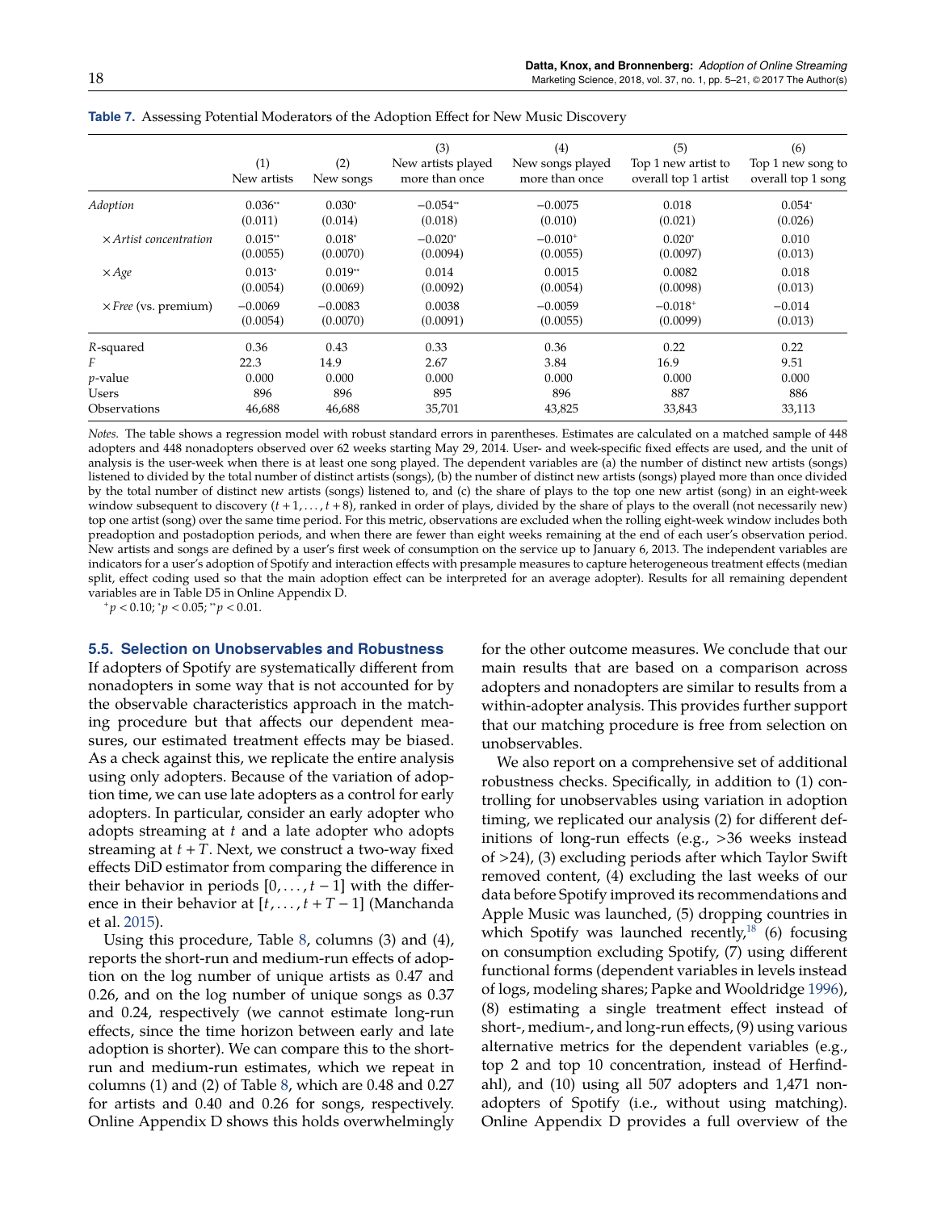**Table 7.** Assessing Potential Moderators of the Adoption Effect for New Music Discovery

| | (1) New artists | (2) New songs | (3) New artists played more than once | (4) New songs played more than once | (5) Top 1 new artist to overall top 1 artist | (6) Top 1 new song to overall top 1 song |
|---|---|---|---|---|---|---|
| *Adoption* | 0.036** | 0.030* | −0.054** | −0.0075 | 0.018 | 0.054* |
| | (0.011) | (0.014) | (0.018) | (0.010) | (0.021) | (0.026) |
| × *Artist concentration* | 0.015** | 0.018* | −0.020* | −0.010+ | 0.020* | 0.010 |
| | (0.0055) | (0.0070) | (0.0094) | (0.0055) | (0.0097) | (0.013) |
| × *Age* | 0.013* | 0.019** | 0.014 | 0.0015 | 0.0082 | 0.018 |
| | (0.0054) | (0.0069) | (0.0092) | (0.0054) | (0.0098) | (0.013) |
| × *Free* (vs. premium) | −0.0069 | −0.0083 | 0.0038 | −0.0059 | −0.018+ | −0.014 |
| | (0.0054) | (0.0070) | (0.0091) | (0.0055) | (0.0099) | (0.013) |
| *R*-squared | 0.36 | 0.43 | 0.33 | 0.36 | 0.22 | 0.22 |
| *F* | 22.3 | 14.9 | 2.67 | 3.84 | 16.9 | 9.51 |
| *p*-value | 0.000 | 0.000 | 0.000 | 0.000 | 0.000 | 0.000 |
| Users | 896 | 896 | 895 | 896 | 887 | 886 |
| Observations | 46,688 | 46,688 | 35,701 | 43,825 | 33,843 | 33,113 |

*Notes.* The table shows a regression model with robust standard errors in parentheses. Estimates are calculated on a matched sample of 448 adopters and 448 nonadopters observed over 62 weeks starting May 29, 2014. User- and week-specific fixed effects are used, and the unit of analysis is the user-week when there is at least one song played. The dependent variables are (a) the number of distinct new artists (songs) listened to divided by the total number of distinct artists (songs), (b) the number of distinct new artists (songs) played more than once divided by the total number of distinct new artists (songs) listened to, and (c) the share of plays to the top one new artist (song) in an eight-week window subsequent to discovery $(t+1, \ldots, t+8)$, ranked in order of plays, divided by the share of plays to the overall (not necessarily new) top one artist (song) over the same time period. For this metric, observations are excluded when the rolling eight-week window includes both preadoption and postadoption periods, and when there are fewer than eight weeks remaining at the end of each user's observation period. New artists and songs are defined by a user's first week of consumption on the service up to January 6, 2013. The independent variables are indicators for a user's adoption of Spotify and interaction effects with presample measures to capture heterogeneous treatment effects (median split, effect coding used so that the main adoption effect can be interpreted for an average adopter). Results for all remaining dependent variables are in Table D5 in Online Appendix D.

$^{+}p < 0.10$; $^{*}p < 0.05$; $^{**}p < 0.01$.

### 5.5. Selection on Unobservables and Robustness

If adopters of Spotify are systematically different from nonadopters in some way that is not accounted for by the observable characteristics approach in the matching procedure but that affects our dependent measures, our estimated treatment effects may be biased. As a check against this, we replicate the entire analysis using only adopters. Because of the variation of adoption time, we can use late adopters as a control for early adopters. In particular, consider an early adopter who adopts streaming at $t$ and a late adopter who adopts streaming at $t+T$. Next, we construct a two-way fixed effects DiD estimator from comparing the difference in their behavior in periods $[0, \ldots, t-1]$ with the difference in their behavior at $[t, \ldots, t+T-1]$ (Manchanda et al. 2015).

Using this procedure, Table 8, columns (3) and (4), reports the short-run and medium-run effects of adoption on the log number of unique artists as 0.47 and 0.26, and on the log number of unique songs as 0.37 and 0.24, respectively (we cannot estimate long-run effects, since the time horizon between early and late adoption is shorter). We can compare this to the short-run and medium-run estimates, which we repeat in columns (1) and (2) of Table 8, which are 0.48 and 0.27 for artists and 0.40 and 0.26 for songs, respectively. Online Appendix D shows this holds overwhelmingly for the other outcome measures. We conclude that our main results that are based on a comparison across adopters and nonadopters are similar to results from a within-adopter analysis. This provides further support that our matching procedure is free from selection on unobservables.

We also report on a comprehensive set of additional robustness checks. Specifically, in addition to (1) controlling for unobservables using variation in adoption timing, we replicated our analysis (2) for different definitions of long-run effects (e.g., >36 weeks instead of >24), (3) excluding periods after which Taylor Swift removed content, (4) excluding the last weeks of our data before Spotify improved its recommendations and Apple Music was launched, (5) dropping countries in which Spotify was launched recently,[18] (6) focusing on consumption excluding Spotify, (7) using different functional forms (dependent variables in levels instead of logs, modeling shares; Papke and Wooldridge 1996), (8) estimating a single treatment effect instead of short-, medium-, and long-run effects, (9) using various alternative metrics for the dependent variables (e.g., top 2 and top 10 concentration, instead of Herfindahl), and (10) using all 507 adopters and 1,471 nonadopters of Spotify (i.e., without using matching). Online Appendix D provides a full overview of the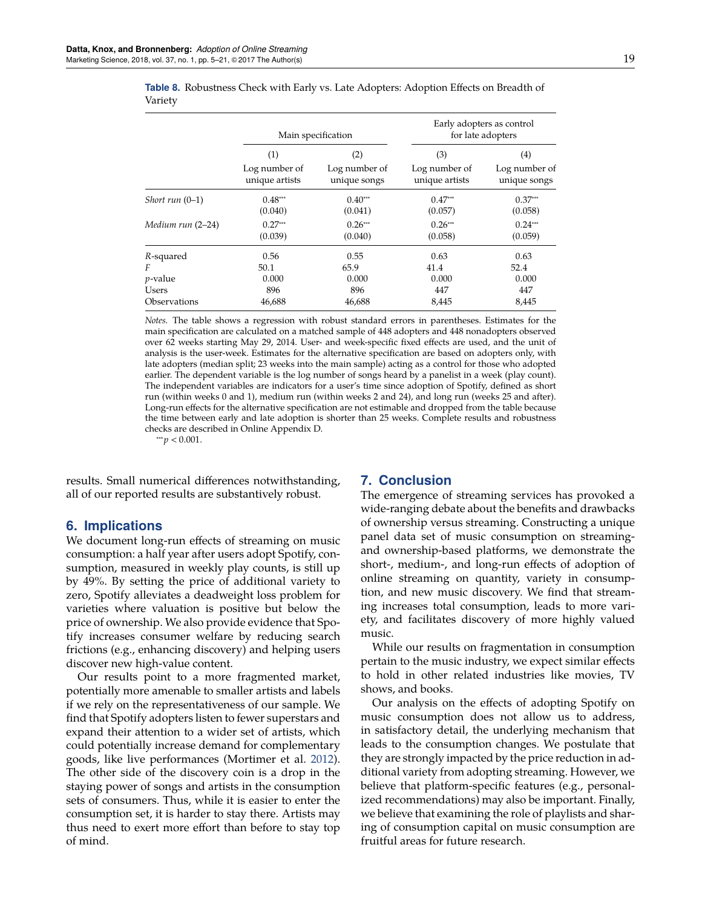**Table 8.** Robustness Check with Early vs. Late Adopters: Adoption Effects on Breadth of Variety

| | Main specification | | Early adopters as control for late adopters | |
|---|---|---|---|---|
| | (1) | (2) | (3) | (4) |
| | Log number of unique artists | Log number of unique songs | Log number of unique artists | Log number of unique songs |
| *Short run* (0–1) | 0.48*** | 0.40*** | 0.47*** | 0.37*** |
| | (0.040) | (0.041) | (0.057) | (0.058) |
| *Medium run* (2–24) | 0.27*** | 0.26*** | 0.26*** | 0.24*** |
| | (0.039) | (0.040) | (0.058) | (0.059) |
| *R*-squared | 0.56 | 0.55 | 0.63 | 0.63 |
| *F* | 50.1 | 65.9 | 41.4 | 52.4 |
| *p*-value | 0.000 | 0.000 | 0.000 | 0.000 |
| Users | 896 | 896 | 447 | 447 |
| Observations | 46,688 | 46,688 | 8,445 | 8,445 |

*Notes.* The table shows a regression with robust standard errors in parentheses. Estimates for the main specification are calculated on a matched sample of 448 adopters and 448 nonadopters observed over 62 weeks starting May 29, 2014. User- and week-specific fixed effects are used, and the unit of analysis is the user-week. Estimates for the alternative specification are based on adopters only, with late adopters (median split; 23 weeks into the main sample) acting as a control for those who adopted earlier. The dependent variable is the log number of songs heard by a panelist in a week (play count). The independent variables are indicators for a user's time since adoption of Spotify, defined as short run (within weeks 0 and 1), medium run (within weeks 2 and 24), and long run (weeks 25 and after). Long-run effects for the alternative specification are not estimable and dropped from the table because the time between early and late adoption is shorter than 25 weeks. Complete results and robustness checks are described in Online Appendix D.

***$p < 0.001$.

results. Small numerical differences notwithstanding, all of our reported results are substantively robust.

## 6. Implications

We document long-run effects of streaming on music consumption: a half year after users adopt Spotify, consumption, measured in weekly play counts, is still up by 49%. By setting the price of additional variety to zero, Spotify alleviates a deadweight loss problem for varieties where valuation is positive but below the price of ownership. We also provide evidence that Spotify increases consumer welfare by reducing search frictions (e.g., enhancing discovery) and helping users discover new high-value content.

Our results point to a more fragmented market, potentially more amenable to smaller artists and labels if we rely on the representativeness of our sample. We find that Spotify adopters listen to fewer superstars and expand their attention to a wider set of artists, which could potentially increase demand for complementary goods, like live performances (Mortimer et al. 2012). The other side of the discovery coin is a drop in the staying power of songs and artists in the consumption sets of consumers. Thus, while it is easier to enter the consumption set, it is harder to stay there. Artists may thus need to exert more effort than before to stay top of mind.

## 7. Conclusion

The emergence of streaming services has provoked a wide-ranging debate about the benefits and drawbacks of ownership versus streaming. Constructing a unique panel data set of music consumption on streaming- and ownership-based platforms, we demonstrate the short-, medium-, and long-run effects of adoption of online streaming on quantity, variety in consumption, and new music discovery. We find that streaming increases total consumption, leads to more variety, and facilitates discovery of more highly valued music.

While our results on fragmentation in consumption pertain to the music industry, we expect similar effects to hold in other related industries like movies, TV shows, and books.

Our analysis on the effects of adopting Spotify on music consumption does not allow us to address, in satisfactory detail, the underlying mechanism that leads to the consumption changes. We postulate that they are strongly impacted by the price reduction in additional variety from adopting streaming. However, we believe that platform-specific features (e.g., personalized recommendations) may also be important. Finally, we believe that examining the role of playlists and sharing of consumption capital on music consumption are fruitful areas for future research.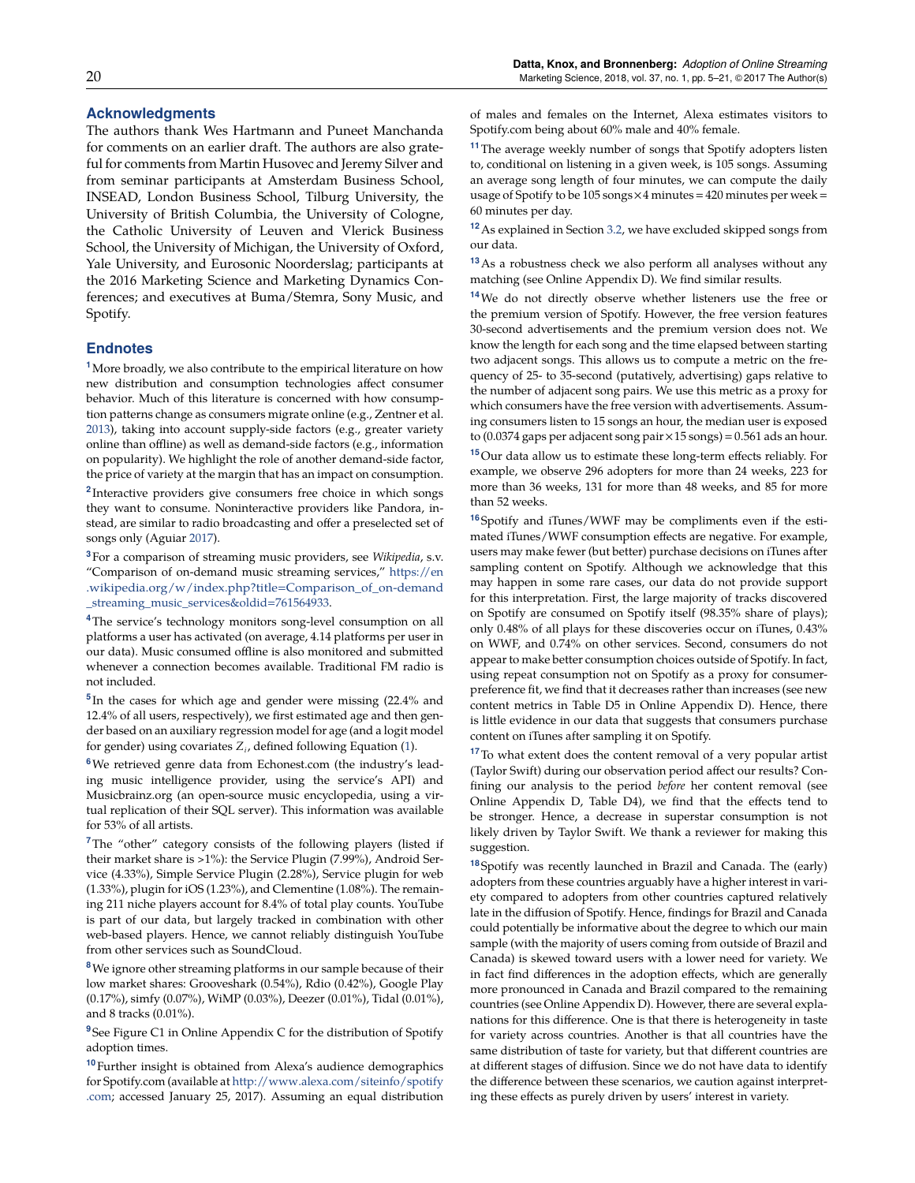## Acknowledgments

The authors thank Wes Hartmann and Puneet Manchanda for comments on an earlier draft. The authors are also grateful for comments from Martin Husovec and Jeremy Silver and from seminar participants at Amsterdam Business School, INSEAD, London Business School, Tilburg University, the University of British Columbia, the University of Cologne, the Catholic University of Leuven and Vlerick Business School, the University of Michigan, the University of Oxford, Yale University, and Eurosonic Noorderslag; participants at the 2016 Marketing Science and Marketing Dynamics Conferences; and executives at Buma/Stemra, Sony Music, and Spotify.

## Endnotes

[1] More broadly, we also contribute to the empirical literature on how new distribution and consumption technologies affect consumer behavior. Much of this literature is concerned with how consumption patterns change as consumers migrate online (e.g., Zentner et al. 2013), taking into account supply-side factors (e.g., greater variety online than offline) as well as demand-side factors (e.g., information on popularity). We highlight the role of another demand-side factor, the price of variety at the margin that has an impact on consumption.

[2] Interactive providers give consumers free choice in which songs they want to consume. Noninteractive providers like Pandora, instead, are similar to radio broadcasting and offer a preselected set of songs only (Aguiar 2017).

[3] For a comparison of streaming music providers, see *Wikipedia*, s.v. "Comparison of on-demand music streaming services," https://en.wikipedia.org/w/index.php?title=Comparison_of_on-demand_streaming_music_services&oldid=761564933.

[4] The service's technology monitors song-level consumption on all platforms a user has activated (on average, 4.14 platforms per user in our data). Music consumed offline is also monitored and submitted whenever a connection becomes available. Traditional FM radio is not included.

[5] In the cases for which age and gender were missing (22.4% and 12.4% of all users, respectively), we first estimated age and then gender based on an auxiliary regression model for age (and a logit model for gender) using covariates $Z_i$, defined following Equation (1).

[6] We retrieved genre data from Echonest.com (the industry's leading music intelligence provider, using the service's API) and Musicbrainz.org (an open-source music encyclopedia, using a virtual replication of their SQL server). This information was available for 53% of all artists.

[7] The "other" category consists of the following players (listed if their market share is >1%): the Service Plugin (7.99%), Android Service (4.33%), Simple Service Plugin (2.28%), Service plugin for web (1.33%), plugin for iOS (1.23%), and Clementine (1.08%). The remaining 211 niche players account for 8.4% of total play counts. YouTube is part of our data, but largely tracked in combination with other web-based players. Hence, we cannot reliably distinguish YouTube from other services such as SoundCloud.

[8] We ignore other streaming platforms in our sample because of their low market shares: Grooveshark (0.54%), Rdio (0.42%), Google Play (0.17%), simfy (0.07%), WiMP (0.03%), Deezer (0.01%), Tidal (0.01%), and 8 tracks (0.01%).

[9] See Figure C1 in Online Appendix C for the distribution of Spotify adoption times.

[10] Further insight is obtained from Alexa's audience demographics for Spotify.com (available at http://www.alexa.com/siteinfo/spotify.com; accessed January 25, 2017). Assuming an equal distribution of males and females on the Internet, Alexa estimates visitors to Spotify.com being about 60% male and 40% female.

[11] The average weekly number of songs that Spotify adopters listen to, conditional on listening in a given week, is 105 songs. Assuming an average song length of four minutes, we can compute the daily usage of Spotify to be 105 songs × 4 minutes = 420 minutes per week = 60 minutes per day.

[12] As explained in Section 3.2, we have excluded skipped songs from our data.

[13] As a robustness check we also perform all analyses without any matching (see Online Appendix D). We find similar results.

[14] We do not directly observe whether listeners use the free or the premium version of Spotify. However, the free version features 30-second advertisements and the premium version does not. We know the length for each song and the time elapsed between starting two adjacent songs. This allows us to compute a metric on the frequency of 25- to 35-second (putatively, advertising) gaps relative to the number of adjacent song pairs. We use this metric as a proxy for which consumers have the free version with advertisements. Assuming consumers listen to 15 songs an hour, the median user is exposed to (0.0374 gaps per adjacent song pair × 15 songs) = 0.561 ads an hour.

[15] Our data allow us to estimate these long-term effects reliably. For example, we observe 296 adopters for more than 24 weeks, 223 for more than 36 weeks, 131 for more than 48 weeks, and 85 for more than 52 weeks.

[16] Spotify and iTunes/WWF may be compliments even if the estimated iTunes/WWF consumption effects are negative. For example, users may make fewer (but better) purchase decisions on iTunes after sampling content on Spotify. Although we acknowledge that this may happen in some rare cases, our data do not provide support for this interpretation. First, the large majority of tracks discovered on Spotify are consumed on Spotify itself (98.35% share of plays); only 0.48% of all plays for these discoveries occur on iTunes, 0.43% on WWF, and 0.74% on other services. Second, consumers do not appear to make better consumption choices outside of Spotify. In fact, using repeat consumption not on Spotify as a proxy for consumer-preference fit, we find that it decreases rather than increases (see new content metrics in Table D5 in Online Appendix D). Hence, there is little evidence in our data that suggests that consumers purchase content on iTunes after sampling it on Spotify.

[17] To what extent does the content removal of a very popular artist (Taylor Swift) during our observation period affect our results? Confining our analysis to the period *before* her content removal (see Online Appendix D, Table D4), we find that the effects tend to be stronger. Hence, a decrease in superstar consumption is not likely driven by Taylor Swift. We thank a reviewer for making this suggestion.

[18] Spotify was recently launched in Brazil and Canada. The (early) adopters from these countries arguably have a higher interest in variety compared to adopters from other countries captured relatively late in the diffusion of Spotify. Hence, findings for Brazil and Canada could potentially be informative about the degree to which our main sample (with the majority of users coming from outside of Brazil and Canada) is skewed toward users with a lower need for variety. We in fact find differences in the adoption effects, which are generally more pronounced in Canada and Brazil compared to the remaining countries (see Online Appendix D). However, there are several explanations for this difference. One is that there is heterogeneity in taste for variety across countries. Another is that all countries have the same distribution of taste for variety, but that different countries are at different stages of diffusion. Since we do not have data to identify the difference between these scenarios, we caution against interpreting these effects as purely driven by users' interest in variety.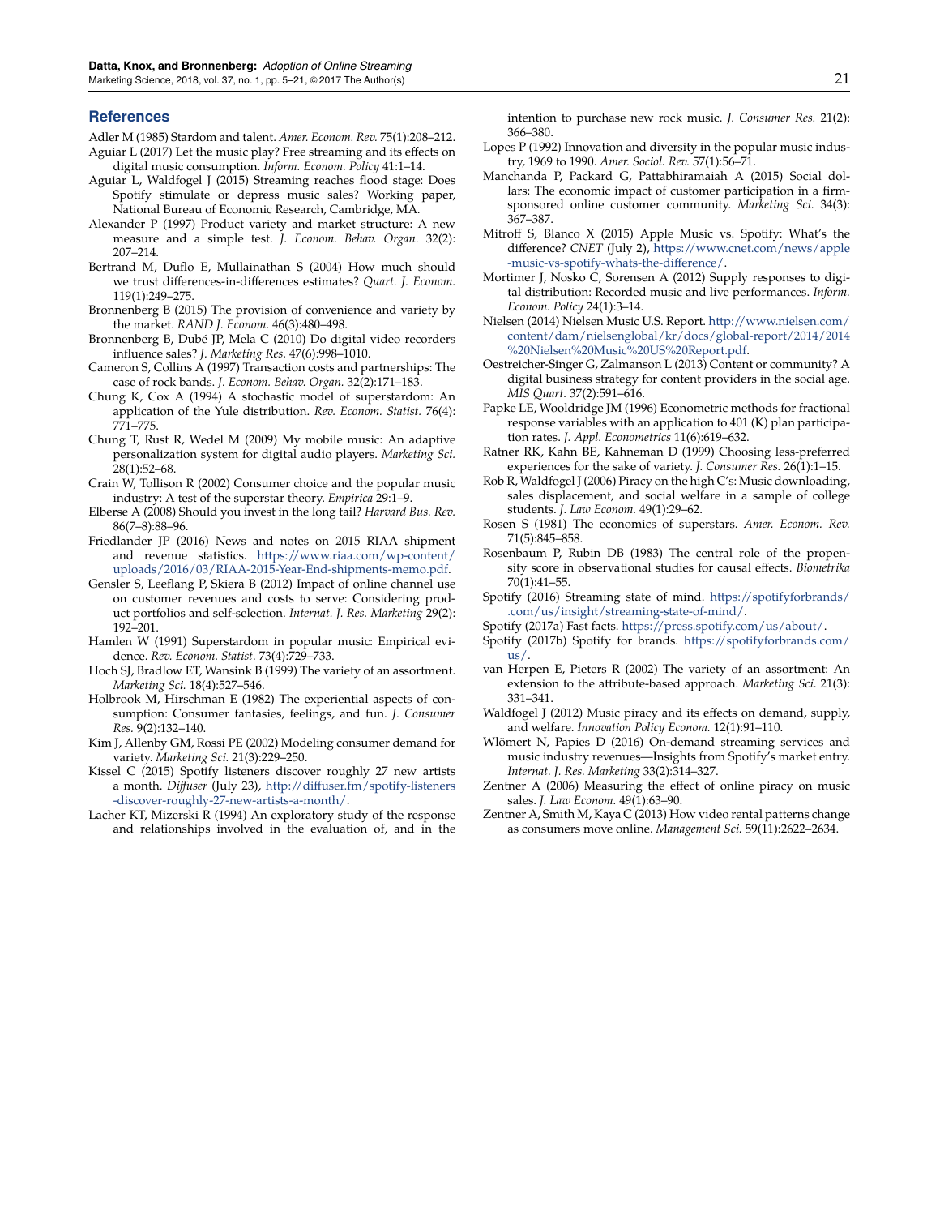## References

Adler M (1985) Stardom and talent. *Amer. Econom. Rev.* 75(1):208–212.

Aguiar L (2017) Let the music play? Free streaming and its effects on digital music consumption. *Inform. Econom. Policy* 41:1–14.

Aguiar L, Waldfogel J (2015) Streaming reaches flood stage: Does Spotify stimulate or depress music sales? Working paper, National Bureau of Economic Research, Cambridge, MA.

Alexander P (1997) Product variety and market structure: A new measure and a simple test. *J. Econom. Behav. Organ.* 32(2): 207–214.

Bertrand M, Duflo E, Mullainathan S (2004) How much should we trust differences-in-differences estimates? *Quart. J. Econom.* 119(1):249–275.

Bronnenberg B (2015) The provision of convenience and variety by the market. *RAND J. Econom.* 46(3):480–498.

Bronnenberg B, Dubé JP, Mela C (2010) Do digital video recorders influence sales? *J. Marketing Res.* 47(6):998–1010.

Cameron S, Collins A (1997) Transaction costs and partnerships: The case of rock bands. *J. Econom. Behav. Organ.* 32(2):171–183.

Chung K, Cox A (1994) A stochastic model of superstardom: An application of the Yule distribution. *Rev. Econom. Statist.* 76(4): 771–775.

Chung T, Rust R, Wedel M (2009) My mobile music: An adaptive personalization system for digital audio players. *Marketing Sci.* 28(1):52–68.

Crain W, Tollison R (2002) Consumer choice and the popular music industry: A test of the superstar theory. *Empirica* 29:1–9.

Elberse A (2008) Should you invest in the long tail? *Harvard Bus. Rev.* 86(7–8):88–96.

Friedlander JP (2016) News and notes on 2015 RIAA shipment and revenue statistics. https://www.riaa.com/wp-content/uploads/2016/03/RIAA-2015-Year-End-shipments-memo.pdf.

Gensler S, Leeflang P, Skiera B (2012) Impact of online channel use on customer revenues and costs to serve: Considering product portfolios and self-selection. *Internat. J. Res. Marketing* 29(2): 192–201.

Hamlen W (1991) Superstardom in popular music: Empirical evidence. *Rev. Econom. Statist.* 73(4):729–733.

Hoch SJ, Bradlow ET, Wansink B (1999) The variety of an assortment. *Marketing Sci.* 18(4):527–546.

Holbrook M, Hirschman E (1982) The experiential aspects of consumption: Consumer fantasies, feelings, and fun. *J. Consumer Res.* 9(2):132–140.

Kim J, Allenby GM, Rossi PE (2002) Modeling consumer demand for variety. *Marketing Sci.* 21(3):229–250.

Kissel C (2015) Spotify listeners discover roughly 27 new artists a month. *Diffuser* (July 23), http://diffuser.fm/spotify-listeners-discover-roughly-27-new-artists-a-month/.

Lacher KT, Mizerski R (1994) An exploratory study of the response and relationships involved in the evaluation of, and in the intention to purchase new rock music. *J. Consumer Res.* 21(2): 366–380.

Lopes P (1992) Innovation and diversity in the popular music industry, 1969 to 1990. *Amer. Sociol. Rev.* 57(1):56–71.

Manchanda P, Packard G, Pattabhiramaiah A (2015) Social dollars: The economic impact of customer participation in a firm-sponsored online customer community. *Marketing Sci.* 34(3): 367–387.

Mitroff S, Blanco X (2015) Apple Music vs. Spotify: What's the difference? *CNET* (July 2), https://www.cnet.com/news/apple-music-vs-spotify-whats-the-difference/.

Mortimer J, Nosko C, Sorensen A (2012) Supply responses to digital distribution: Recorded music and live performances. *Inform. Econom. Policy* 24(1):3–14.

Nielsen (2014) Nielsen Music U.S. Report. http://www.nielsen.com/content/dam/nielsenglobal/kr/docs/global-report/2014/2014%20Nielsen%20Music%20US%20Report.pdf.

Oestreicher-Singer G, Zalmanson L (2013) Content or community? A digital business strategy for content providers in the social age. *MIS Quart.* 37(2):591–616.

Papke LE, Wooldridge JM (1996) Econometric methods for fractional response variables with an application to 401 (K) plan participation rates. *J. Appl. Econometrics* 11(6):619–632.

Ratner RK, Kahn BE, Kahneman D (1999) Choosing less-preferred experiences for the sake of variety. *J. Consumer Res.* 26(1):1–15.

Rob R, Waldfogel J (2006) Piracy on the high C's: Music downloading, sales displacement, and social welfare in a sample of college students. *J. Law Econom.* 49(1):29–62.

Rosen S (1981) The economics of superstars. *Amer. Econom. Rev.* 71(5):845–858.

Rosenbaum P, Rubin DB (1983) The central role of the propensity score in observational studies for causal effects. *Biometrika* 70(1):41–55.

Spotify (2016) Streaming state of mind. https://spotifyforbrands/.com/us/insight/streaming-state-of-mind/.

Spotify (2017a) Fast facts. https://press.spotify.com/us/about/.

Spotify (2017b) Spotify for brands. https://spotifyforbrands.com/us/.

van Herpen E, Pieters R (2002) The variety of an assortment: An extension to the attribute-based approach. *Marketing Sci.* 21(3): 331–341.

Waldfogel J (2012) Music piracy and its effects on demand, supply, and welfare. *Innovation Policy Econom.* 12(1):91–110.

Wlömert N, Papies D (2016) On-demand streaming services and music industry revenues—Insights from Spotify's market entry. *Internat. J. Res. Marketing* 33(2):314–327.

Zentner A (2006) Measuring the effect of online piracy on music sales. *J. Law Econom.* 49(1):63–90.

Zentner A, Smith M, Kaya C (2013) How video rental patterns change as consumers move online. *Management Sci.* 59(11):2622–2634.